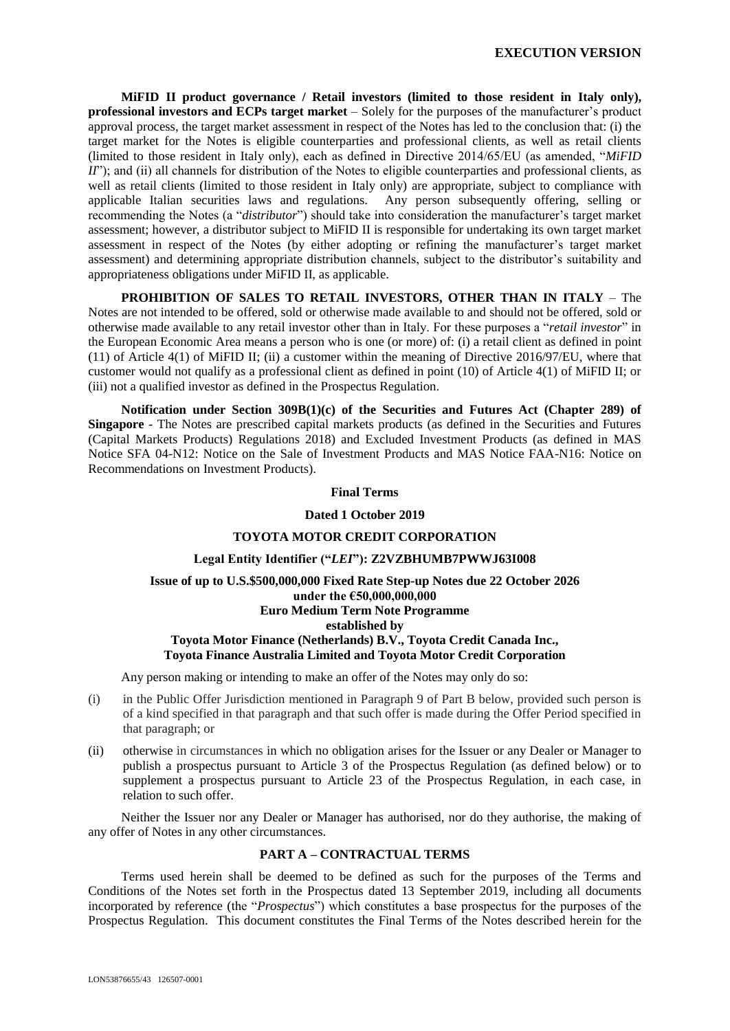**EXECUTION VERSION**

**MiFID II product governance / Retail investors (limited to those resident in Italy only), professional investors and ECPs target market** – Solely for the purposes of the manufacturer's product approval process, the target market assessment in respect of the Notes has led to the conclusion that: (i) the target market for the Notes is eligible counterparties and professional clients, as well as retail clients (limited to those resident in Italy only), each as defined in Directive 2014/65/EU (as amended, "*MiFID II*"); and (ii) all channels for distribution of the Notes to eligible counterparties and professional clients, as well as retail clients (limited to those resident in Italy only) are appropriate, subject to compliance with applicable Italian securities laws and regulations. Any person subsequently offering, selling or recommending the Notes (a "*distributor*") should take into consideration the manufacturer's target market assessment; however, a distributor subject to MiFID II is responsible for undertaking its own target market assessment in respect of the Notes (by either adopting or refining the manufacturer's target market assessment) and determining appropriate distribution channels, subject to the distributor's suitability and appropriateness obligations under MiFID II, as applicable.

**PROHIBITION OF SALES TO RETAIL INVESTORS, OTHER THAN IN ITALY** – The Notes are not intended to be offered, sold or otherwise made available to and should not be offered, sold or otherwise made available to any retail investor other than in Italy. For these purposes a "*retail investor*" in the European Economic Area means a person who is one (or more) of: (i) a retail client as defined in point (11) of Article 4(1) of MiFID II; (ii) a customer within the meaning of Directive 2016/97/EU, where that customer would not qualify as a professional client as defined in point (10) of Article 4(1) of MiFID II; or (iii) not a qualified investor as defined in the Prospectus Regulation.

**Notification under Section 309B(1)(c) of the Securities and Futures Act (Chapter 289) of Singapore** - The Notes are prescribed capital markets products (as defined in the Securities and Futures (Capital Markets Products) Regulations 2018) and Excluded Investment Products (as defined in MAS Notice SFA 04-N12: Notice on the Sale of Investment Products and MAS Notice FAA-N16: Notice on Recommendations on Investment Products).

**Final Terms**

**Dated 1 October 2019**

**TOYOTA MOTOR CREDIT CORPORATION**

**Legal Entity Identifier ("*LEI*"): Z2VZBHUMB7PWWJ63I008**

**Issue of up to U.S.$500,000,000 Fixed Rate Step-up Notes due 22 October 2026**
**under the €50,000,000,000**
**Euro Medium Term Note Programme**
**established by**
**Toyota Motor Finance (Netherlands) B.V., Toyota Credit Canada Inc., Toyota Finance Australia Limited and Toyota Motor Credit Corporation**

Any person making or intending to make an offer of the Notes may only do so:

(i) in the Public Offer Jurisdiction mentioned in Paragraph 9 of Part B below, provided such person is of a kind specified in that paragraph and that such offer is made during the Offer Period specified in that paragraph; or

(ii) otherwise in circumstances in which no obligation arises for the Issuer or any Dealer or Manager to publish a prospectus pursuant to Article 3 of the Prospectus Regulation (as defined below) or to supplement a prospectus pursuant to Article 23 of the Prospectus Regulation, in each case, in relation to such offer.

Neither the Issuer nor any Dealer or Manager has authorised, nor do they authorise, the making of any offer of Notes in any other circumstances.

## PART A – CONTRACTUAL TERMS

Terms used herein shall be deemed to be defined as such for the purposes of the Terms and Conditions of the Notes set forth in the Prospectus dated 13 September 2019, including all documents incorporated by reference (the "*Prospectus*") which constitutes a base prospectus for the purposes of the Prospectus Regulation. This document constitutes the Final Terms of the Notes described herein for the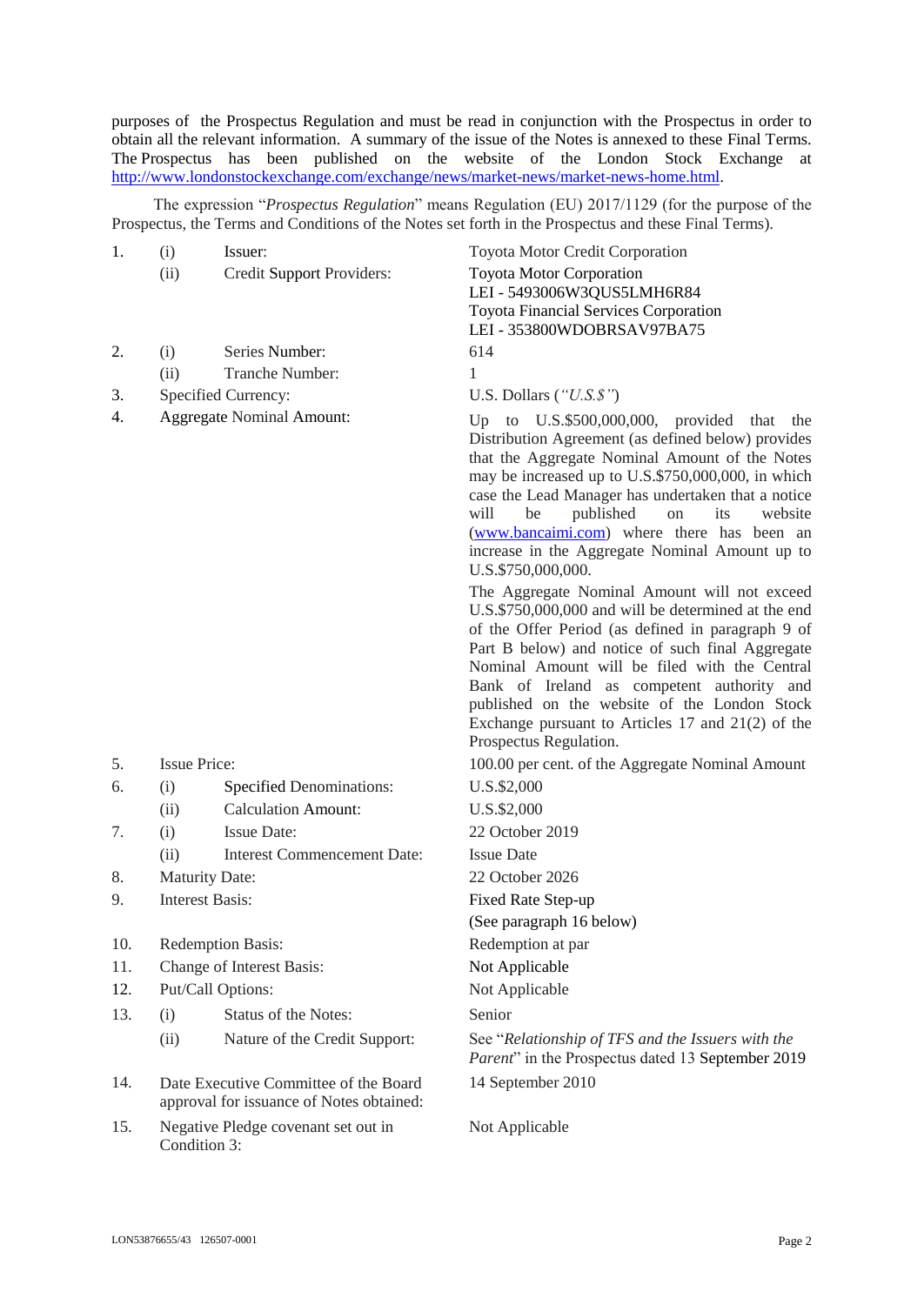purposes of the Prospectus Regulation and must be read in conjunction with the Prospectus in order to obtain all the relevant information. A summary of the issue of the Notes is annexed to these Final Terms. The Prospectus has been published on the website of the London Stock Exchange at http://www.londonstockexchange.com/exchange/news/market-news/market-news-home.html.

The expression "*Prospectus Regulation*" means Regulation (EU) 2017/1129 (for the purpose of the Prospectus, the Terms and Conditions of the Notes set forth in the Prospectus and these Final Terms).

| | | | |
|---|---|---|---|
| 1. | (i) | Issuer: | Toyota Motor Credit Corporation |
| | (ii) | Credit Support Providers: | Toyota Motor Corporation<br>LEI - 5493006W3QUS5LMH6R84<br>Toyota Financial Services Corporation<br>LEI - 353800WDOBRSAV97BA75 |
| 2. | (i) | Series Number: | 614 |
| | (ii) | Tranche Number: | 1 |
| 3. | | Specified Currency: | U.S. Dollars (*"U.S.$"*) |
| 4. | | Aggregate Nominal Amount: | Up to U.S.$500,000,000, provided that the Distribution Agreement (as defined below) provides that the Aggregate Nominal Amount of the Notes may be increased up to U.S.$750,000,000, in which case the Lead Manager has undertaken that a notice will be published on its website (www.bancaimi.com) where there has been an increase in the Aggregate Nominal Amount up to U.S.$750,000,000.<br>The Aggregate Nominal Amount will not exceed U.S.$750,000,000 and will be determined at the end of the Offer Period (as defined in paragraph 9 of Part B below) and notice of such final Aggregate Nominal Amount will be filed with the Central Bank of Ireland as competent authority and published on the website of the London Stock Exchange pursuant to Articles 17 and 21(2) of the Prospectus Regulation. |
| 5. | | Issue Price: | 100.00 per cent. of the Aggregate Nominal Amount |
| 6. | (i) | Specified Denominations: | U.S.$2,000 |
| | (ii) | Calculation Amount: | U.S.$2,000 |
| 7. | (i) | Issue Date: | 22 October 2019 |
| | (ii) | Interest Commencement Date: | Issue Date |
| 8. | | Maturity Date: | 22 October 2026 |
| 9. | | Interest Basis: | Fixed Rate Step-up<br>(See paragraph 16 below) |
| 10. | | Redemption Basis: | Redemption at par |
| 11. | | Change of Interest Basis: | Not Applicable |
| 12. | | Put/Call Options: | Not Applicable |
| 13. | (i) | Status of the Notes: | Senior |
| | (ii) | Nature of the Credit Support: | See "*Relationship of TFS and the Issuers with the Parent*" in the Prospectus dated 13 September 2019 |
| 14. | | Date Executive Committee of the Board approval for issuance of Notes obtained: | 14 September 2010 |
| 15. | | Negative Pledge covenant set out in Condition 3: | Not Applicable |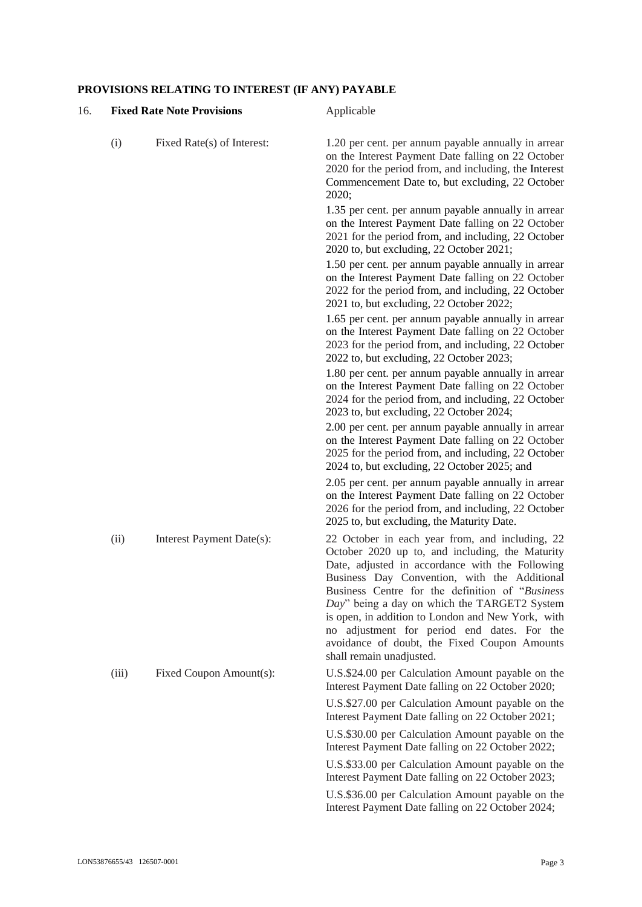## PROVISIONS RELATING TO INTEREST (IF ANY) PAYABLE

16. **Fixed Rate Note Provisions** Applicable

(i) Fixed Rate(s) of Interest:

1.20 per cent. per annum payable annually in arrear on the Interest Payment Date falling on 22 October 2020 for the period from, and including, the Interest Commencement Date to, but excluding, 22 October 2020;

1.35 per cent. per annum payable annually in arrear on the Interest Payment Date falling on 22 October 2021 for the period from, and including, 22 October 2020 to, but excluding, 22 October 2021;

1.50 per cent. per annum payable annually in arrear on the Interest Payment Date falling on 22 October 2022 for the period from, and including, 22 October 2021 to, but excluding, 22 October 2022;

1.65 per cent. per annum payable annually in arrear on the Interest Payment Date falling on 22 October 2023 for the period from, and including, 22 October 2022 to, but excluding, 22 October 2023;

1.80 per cent. per annum payable annually in arrear on the Interest Payment Date falling on 22 October 2024 for the period from, and including, 22 October 2023 to, but excluding, 22 October 2024;

2.00 per cent. per annum payable annually in arrear on the Interest Payment Date falling on 22 October 2025 for the period from, and including, 22 October 2024 to, but excluding, 22 October 2025; and

2.05 per cent. per annum payable annually in arrear on the Interest Payment Date falling on 22 October 2026 for the period from, and including, 22 October 2025 to, but excluding, the Maturity Date.

(ii) Interest Payment Date(s):

22 October in each year from, and including, 22 October 2020 up to, and including, the Maturity Date, adjusted in accordance with the Following Business Day Convention, with the Additional Business Centre for the definition of "*Business Day*" being a day on which the TARGET2 System is open, in addition to London and New York, with no adjustment for period end dates. For the avoidance of doubt, the Fixed Coupon Amounts shall remain unadjusted.

(iii) Fixed Coupon Amount(s):

U.S.$24.00 per Calculation Amount payable on the Interest Payment Date falling on 22 October 2020;

U.S.$27.00 per Calculation Amount payable on the Interest Payment Date falling on 22 October 2021;

U.S.$30.00 per Calculation Amount payable on the Interest Payment Date falling on 22 October 2022;

U.S.$33.00 per Calculation Amount payable on the Interest Payment Date falling on 22 October 2023;

U.S.$36.00 per Calculation Amount payable on the Interest Payment Date falling on 22 October 2024;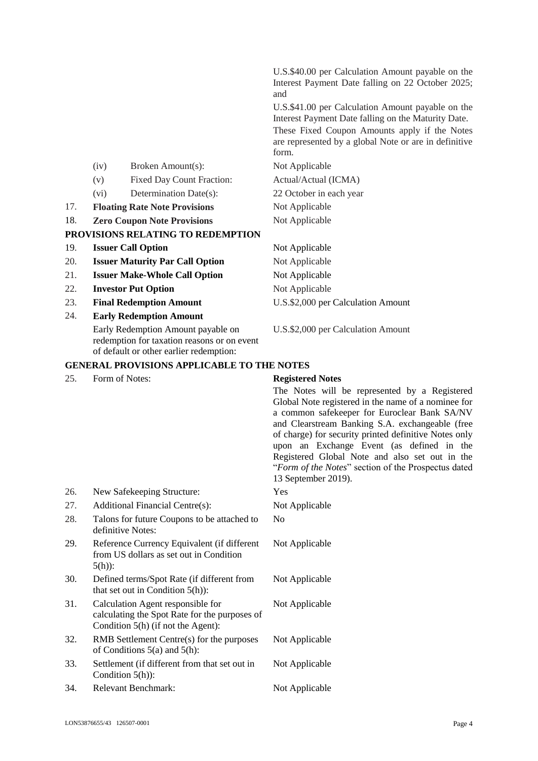| | | |
|---|---|---|
| | | U.S.$40.00 per Calculation Amount payable on the Interest Payment Date falling on 22 October 2025; and<br><br>U.S.$41.00 per Calculation Amount payable on the Interest Payment Date falling on the Maturity Date.<br><br>These Fixed Coupon Amounts apply if the Notes are represented by a global Note or are in definitive form. |
| | (iv) Broken Amount(s): | Not Applicable |
| | (v) Fixed Day Count Fraction: | Actual/Actual (ICMA) |
| | (vi) Determination Date(s): | 22 October in each year |
| 17. | **Floating Rate Note Provisions** | Not Applicable |
| 18. | **Zero Coupon Note Provisions** | Not Applicable |

**PROVISIONS RELATING TO REDEMPTION**

| | | |
|---|---|---|
| 19. | **Issuer Call Option** | Not Applicable |
| 20. | **Issuer Maturity Par Call Option** | Not Applicable |
| 21. | **Issuer Make-Whole Call Option** | Not Applicable |
| 22. | **Investor Put Option** | Not Applicable |
| 23. | **Final Redemption Amount** | U.S.$2,000 per Calculation Amount |
| 24. | **Early Redemption Amount** | |
| | Early Redemption Amount payable on redemption for taxation reasons or on event of default or other earlier redemption: | U.S.$2,000 per Calculation Amount |

**GENERAL PROVISIONS APPLICABLE TO THE NOTES**

| | | |
|---|---|---|
| 25. | Form of Notes: | **Registered Notes**<br><br>The Notes will be represented by a Registered Global Note registered in the name of a nominee for a common safekeeper for Euroclear Bank SA/NV and Clearstream Banking S.A. exchangeable (free of charge) for security printed definitive Notes only upon an Exchange Event (as defined in the Registered Global Note and also set out in the "*Form of the Notes*" section of the Prospectus dated 13 September 2019). |
| 26. | New Safekeeping Structure: | Yes |
| 27. | Additional Financial Centre(s): | Not Applicable |
| 28. | Talons for future Coupons to be attached to definitive Notes: | No |
| 29. | Reference Currency Equivalent (if different from US dollars as set out in Condition 5(h)): | Not Applicable |
| 30. | Defined terms/Spot Rate (if different from that set out in Condition 5(h)): | Not Applicable |
| 31. | Calculation Agent responsible for calculating the Spot Rate for the purposes of Condition 5(h) (if not the Agent): | Not Applicable |
| 32. | RMB Settlement Centre(s) for the purposes of Conditions 5(a) and 5(h): | Not Applicable |
| 33. | Settlement (if different from that set out in Condition 5(h)): | Not Applicable |
| 34. | Relevant Benchmark: | Not Applicable |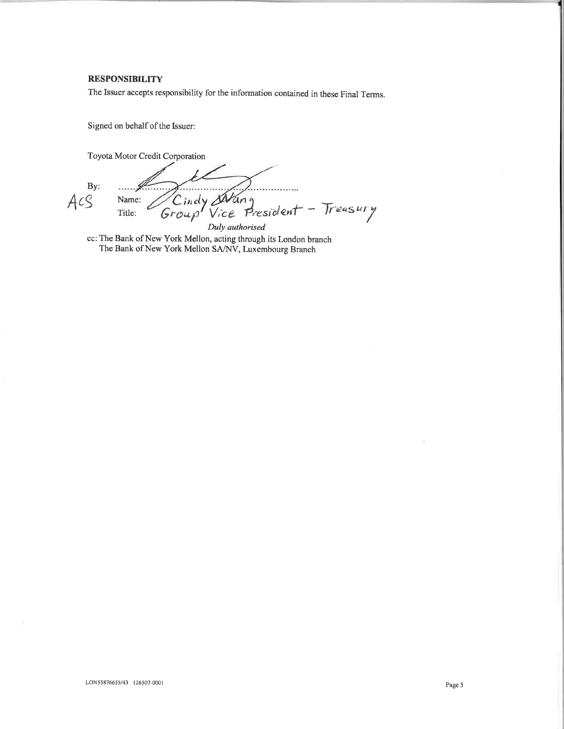**RESPONSIBILITY**

The Issuer accepts responsibility for the information contained in these Final Terms.

Signed on behalf of the Issuer:

Toyota Motor Credit Corporation

By: ........................................................

ACS

Name: Cindy Wang

Title: Group Vice President - Treasury

*Duly authorised*

cc: The Bank of New York Mellon, acting through its London branch
The Bank of New York Mellon SA/NV, Luxembourg Branch

LON53876655/43 126507-0001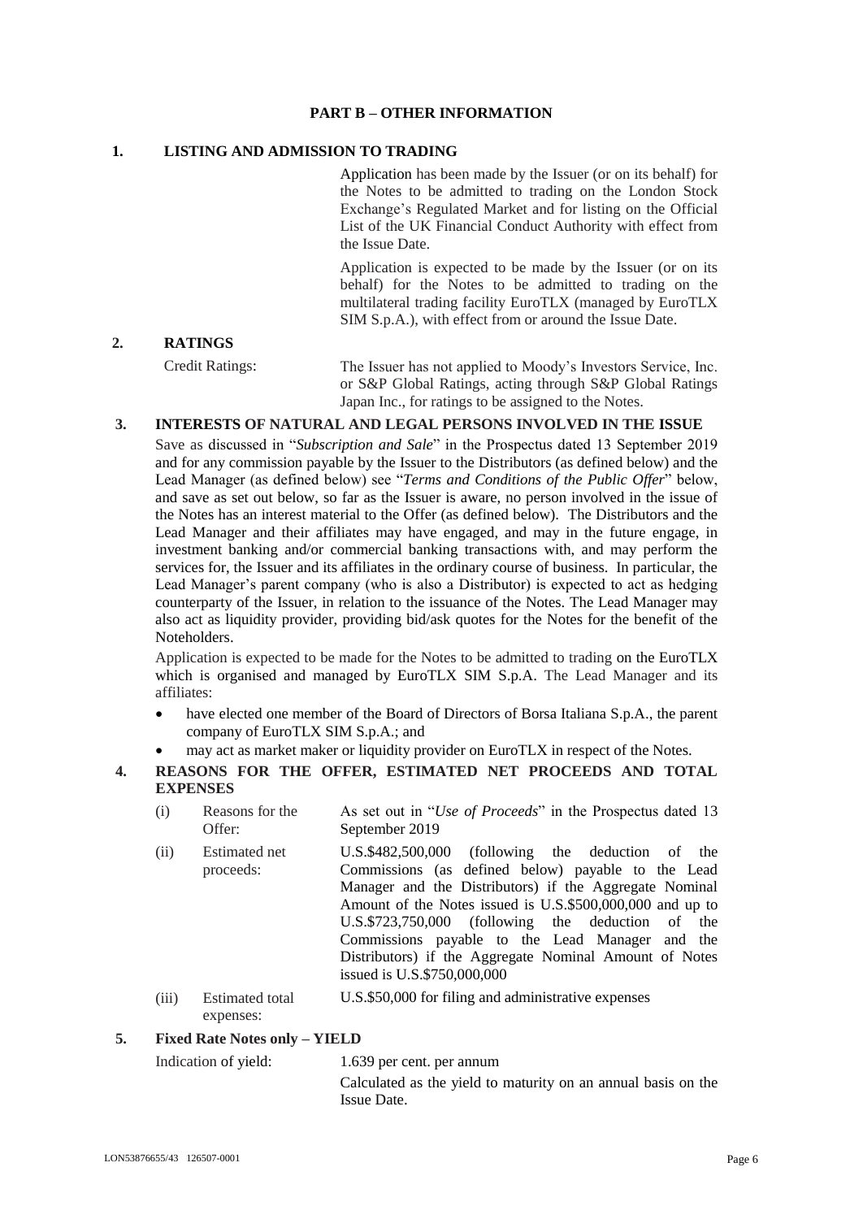## PART B – OTHER INFORMATION

### 1. LISTING AND ADMISSION TO TRADING

Application has been made by the Issuer (or on its behalf) for the Notes to be admitted to trading on the London Stock Exchange's Regulated Market and for listing on the Official List of the UK Financial Conduct Authority with effect from the Issue Date.

Application is expected to be made by the Issuer (or on its behalf) for the Notes to be admitted to trading on the multilateral trading facility EuroTLX (managed by EuroTLX SIM S.p.A.), with effect from or around the Issue Date.

### 2. RATINGS

| | |
|---|---|
| Credit Ratings: | The Issuer has not applied to Moody's Investors Service, Inc. or S&P Global Ratings, acting through S&P Global Ratings Japan Inc., for ratings to be assigned to the Notes. |

### 3. INTERESTS OF NATURAL AND LEGAL PERSONS INVOLVED IN THE ISSUE

Save as discussed in "*Subscription and Sale*" in the Prospectus dated 13 September 2019 and for any commission payable by the Issuer to the Distributors (as defined below) and the Lead Manager (as defined below) see "*Terms and Conditions of the Public Offer*" below, and save as set out below, so far as the Issuer is aware, no person involved in the issue of the Notes has an interest material to the Offer (as defined below). The Distributors and the Lead Manager and their affiliates may have engaged, and may in the future engage, in investment banking and/or commercial banking transactions with, and may perform the services for, the Issuer and its affiliates in the ordinary course of business. In particular, the Lead Manager's parent company (who is also a Distributor) is expected to act as hedging counterparty of the Issuer, in relation to the issuance of the Notes. The Lead Manager may also act as liquidity provider, providing bid/ask quotes for the Notes for the benefit of the Noteholders.

Application is expected to be made for the Notes to be admitted to trading on the EuroTLX which is organised and managed by EuroTLX SIM S.p.A. The Lead Manager and its affiliates:

- have elected one member of the Board of Directors of Borsa Italiana S.p.A., the parent company of EuroTLX SIM S.p.A.; and
- may act as market maker or liquidity provider on EuroTLX in respect of the Notes.

### 4. REASONS FOR THE OFFER, ESTIMATED NET PROCEEDS AND TOTAL EXPENSES

| | | |
|---|---|---|
| (i) | Reasons for the Offer: | As set out in "*Use of Proceeds*" in the Prospectus dated 13 September 2019 |
| (ii) | Estimated net proceeds: | U.S.$482,500,000 (following the deduction of the Commissions (as defined below) payable to the Lead Manager and the Distributors) if the Aggregate Nominal Amount of the Notes issued is U.S.$500,000,000 and up to U.S.$723,750,000 (following the deduction of the Commissions payable to the Lead Manager and the Distributors) if the Aggregate Nominal Amount of Notes issued is U.S.$750,000,000 |
| (iii) | Estimated total expenses: | U.S.$50,000 for filing and administrative expenses |

### 5. Fixed Rate Notes only – YIELD

| | |
|---|---|
| Indication of yield: | 1.639 per cent. per annum<br><br>Calculated as the yield to maturity on an annual basis on the Issue Date. |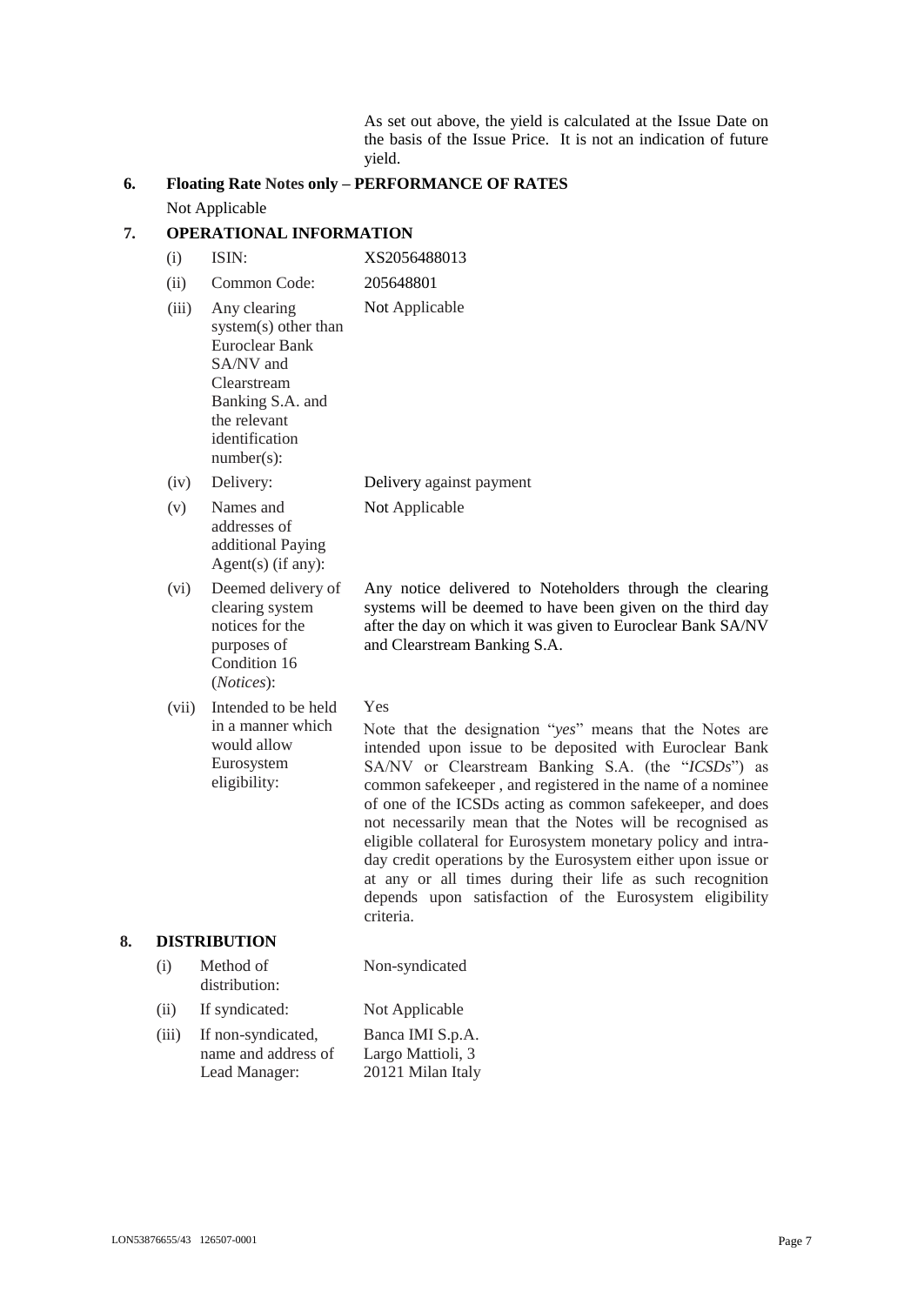As set out above, the yield is calculated at the Issue Date on the basis of the Issue Price. It is not an indication of future yield.

## 6. Floating Rate Notes only – PERFORMANCE OF RATES

Not Applicable

## 7. OPERATIONAL INFORMATION

| | | |
|---|---|---|
| (i) | ISIN: | XS2056488013 |
| (ii) | Common Code: | 205648801 |
| (iii) | Any clearing system(s) other than Euroclear Bank SA/NV and Clearstream Banking S.A. and the relevant identification number(s): | Not Applicable |
| (iv) | Delivery: | Delivery against payment |
| (v) | Names and addresses of additional Paying Agent(s) (if any): | Not Applicable |
| (vi) | Deemed delivery of clearing system notices for the purposes of Condition 16 (*Notices*): | Any notice delivered to Noteholders through the clearing systems will be deemed to have been given on the third day after the day on which it was given to Euroclear Bank SA/NV and Clearstream Banking S.A. |
| (vii) | Intended to be held in a manner which would allow Eurosystem eligibility: | Yes<br><br>Note that the designation "*yes*" means that the Notes are intended upon issue to be deposited with Euroclear Bank SA/NV or Clearstream Banking S.A. (the "*ICSDs*") as common safekeeper , and registered in the name of a nominee of one of the ICSDs acting as common safekeeper, and does not necessarily mean that the Notes will be recognised as eligible collateral for Eurosystem monetary policy and intra-day credit operations by the Eurosystem either upon issue or at any or all times during their life as such recognition depends upon satisfaction of the Eurosystem eligibility criteria. |

## 8. DISTRIBUTION

| | | |
|---|---|---|
| (i) | Method of distribution: | Non-syndicated |
| (ii) | If syndicated: | Not Applicable |
| (iii) | If non-syndicated, name and address of Lead Manager: | Banca IMI S.p.A.<br>Largo Mattioli, 3<br>20121 Milan Italy |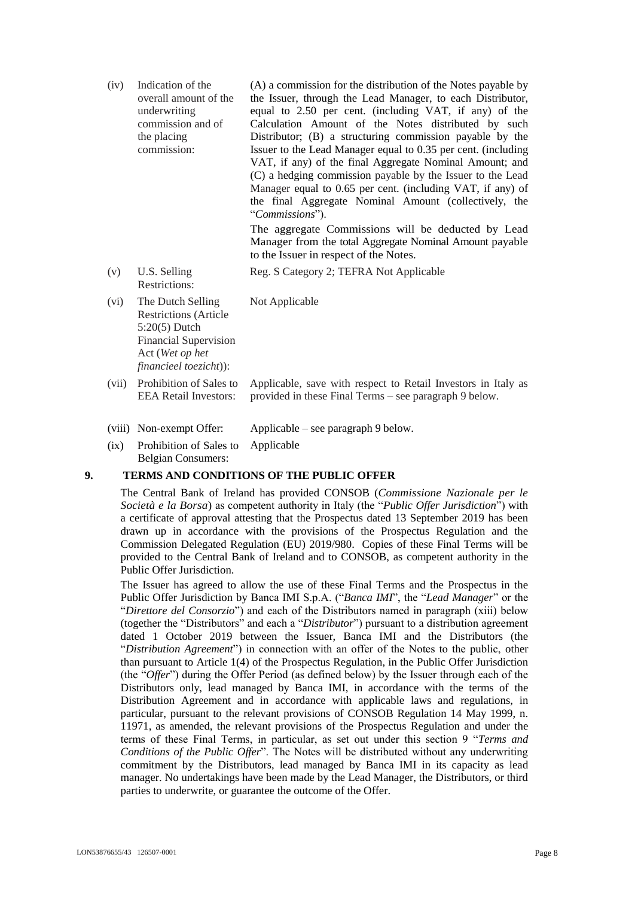| | | |
|---|---|---|
| (iv) | Indication of the overall amount of the underwriting commission and of the placing commission: | (A) a commission for the distribution of the Notes payable by the Issuer, through the Lead Manager, to each Distributor, equal to 2.50 per cent. (including VAT, if any) of the Calculation Amount of the Notes distributed by such Distributor; (B) a structuring commission payable by the Issuer to the Lead Manager equal to 0.35 per cent. (including VAT, if any) of the final Aggregate Nominal Amount; and (C) a hedging commission payable by the Issuer to the Lead Manager equal to 0.65 per cent. (including VAT, if any) of the final Aggregate Nominal Amount (collectively, the "*Commissions*").<br><br>The aggregate Commissions will be deducted by Lead Manager from the total Aggregate Nominal Amount payable to the Issuer in respect of the Notes. |
| (v) | U.S. Selling Restrictions: | Reg. S Category 2; TEFRA Not Applicable |
| (vi) | The Dutch Selling Restrictions (Article 5:20(5) Dutch Financial Supervision Act (*Wet op het financieel toezicht*)): | Not Applicable |
| (vii) | Prohibition of Sales to EEA Retail Investors: | Applicable, save with respect to Retail Investors in Italy as provided in these Final Terms – see paragraph 9 below. |
| (viii) | Non-exempt Offer: | Applicable – see paragraph 9 below. |
| (ix) | Prohibition of Sales to Belgian Consumers: | Applicable |

## 9. TERMS AND CONDITIONS OF THE PUBLIC OFFER

The Central Bank of Ireland has provided CONSOB (*Commissione Nazionale per le Società e la Borsa*) as competent authority in Italy (the "*Public Offer Jurisdiction*") with a certificate of approval attesting that the Prospectus dated 13 September 2019 has been drawn up in accordance with the provisions of the Prospectus Regulation and the Commission Delegated Regulation (EU) 2019/980. Copies of these Final Terms will be provided to the Central Bank of Ireland and to CONSOB, as competent authority in the Public Offer Jurisdiction.

The Issuer has agreed to allow the use of these Final Terms and the Prospectus in the Public Offer Jurisdiction by Banca IMI S.p.A. ("*Banca IMI*", the "*Lead Manager*" or the "*Direttore del Consorzio*") and each of the Distributors named in paragraph (xiii) below (together the "Distributors" and each a "*Distributor*") pursuant to a distribution agreement dated 1 October 2019 between the Issuer, Banca IMI and the Distributors (the "*Distribution Agreement*") in connection with an offer of the Notes to the public, other than pursuant to Article 1(4) of the Prospectus Regulation, in the Public Offer Jurisdiction (the "*Offer*") during the Offer Period (as defined below) by the Issuer through each of the Distributors only, lead managed by Banca IMI, in accordance with the terms of the Distribution Agreement and in accordance with applicable laws and regulations, in particular, pursuant to the relevant provisions of CONSOB Regulation 14 May 1999, n. 11971, as amended, the relevant provisions of the Prospectus Regulation and under the terms of these Final Terms, in particular, as set out under this section 9 "*Terms and Conditions of the Public Offer*". The Notes will be distributed without any underwriting commitment by the Distributors, lead managed by Banca IMI in its capacity as lead manager. No undertakings have been made by the Lead Manager, the Distributors, or third parties to underwrite, or guarantee the outcome of the Offer.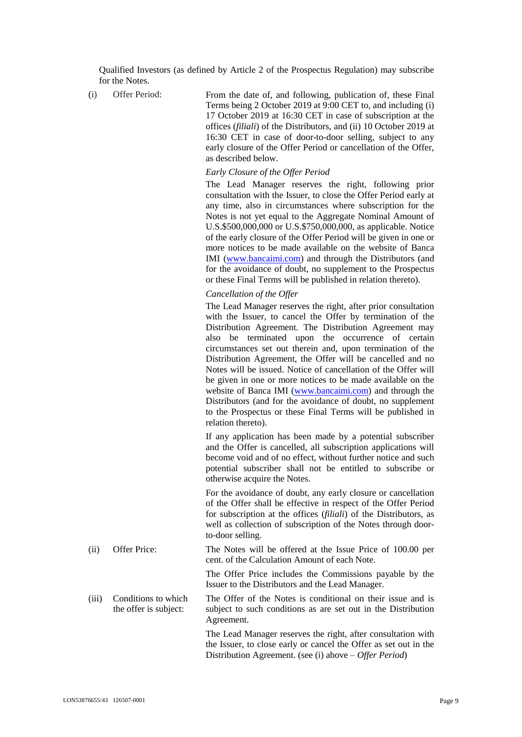Qualified Investors (as defined by Article 2 of the Prospectus Regulation) may subscribe for the Notes.

| | | |
|---|---|---|
| (i) | Offer Period: | From the date of, and following, publication of, these Final Terms being 2 October 2019 at 9:00 CET to, and including (i) 17 October 2019 at 16:30 CET in case of subscription at the offices (*filiali*) of the Distributors, and (ii) 10 October 2019 at 16:30 CET in case of door-to-door selling, subject to any early closure of the Offer Period or cancellation of the Offer, as described below.<br><br>*Early Closure of the Offer Period*<br><br>The Lead Manager reserves the right, following prior consultation with the Issuer, to close the Offer Period early at any time, also in circumstances where subscription for the Notes is not yet equal to the Aggregate Nominal Amount of U.S.$500,000,000 or U.S.$750,000,000, as applicable. Notice of the early closure of the Offer Period will be given in one or more notices to be made available on the website of Banca IMI (www.bancaimi.com) and through the Distributors (and for the avoidance of doubt, no supplement to the Prospectus or these Final Terms will be published in relation thereto).<br><br>*Cancellation of the Offer*<br><br>The Lead Manager reserves the right, after prior consultation with the Issuer, to cancel the Offer by termination of the Distribution Agreement. The Distribution Agreement may also be terminated upon the occurrence of certain circumstances set out therein and, upon termination of the Distribution Agreement, the Offer will be cancelled and no Notes will be issued. Notice of cancellation of the Offer will be given in one or more notices to be made available on the website of Banca IMI (www.bancaimi.com) and through the Distributors (and for the avoidance of doubt, no supplement to the Prospectus or these Final Terms will be published in relation thereto).<br><br>If any application has been made by a potential subscriber and the Offer is cancelled, all subscription applications will become void and of no effect, without further notice and such potential subscriber shall not be entitled to subscribe or otherwise acquire the Notes.<br><br>For the avoidance of doubt, any early closure or cancellation of the Offer shall be effective in respect of the Offer Period for subscription at the offices (*filiali*) of the Distributors, as well as collection of subscription of the Notes through door-to-door selling. |
| (ii) | Offer Price: | The Notes will be offered at the Issue Price of 100.00 per cent. of the Calculation Amount of each Note.<br><br>The Offer Price includes the Commissions payable by the Issuer to the Distributors and the Lead Manager. |
| (iii) | Conditions to which the offer is subject: | The Offer of the Notes is conditional on their issue and is subject to such conditions as are set out in the Distribution Agreement.<br><br>The Lead Manager reserves the right, after consultation with the Issuer, to close early or cancel the Offer as set out in the Distribution Agreement. (see (i) above – *Offer Period*) |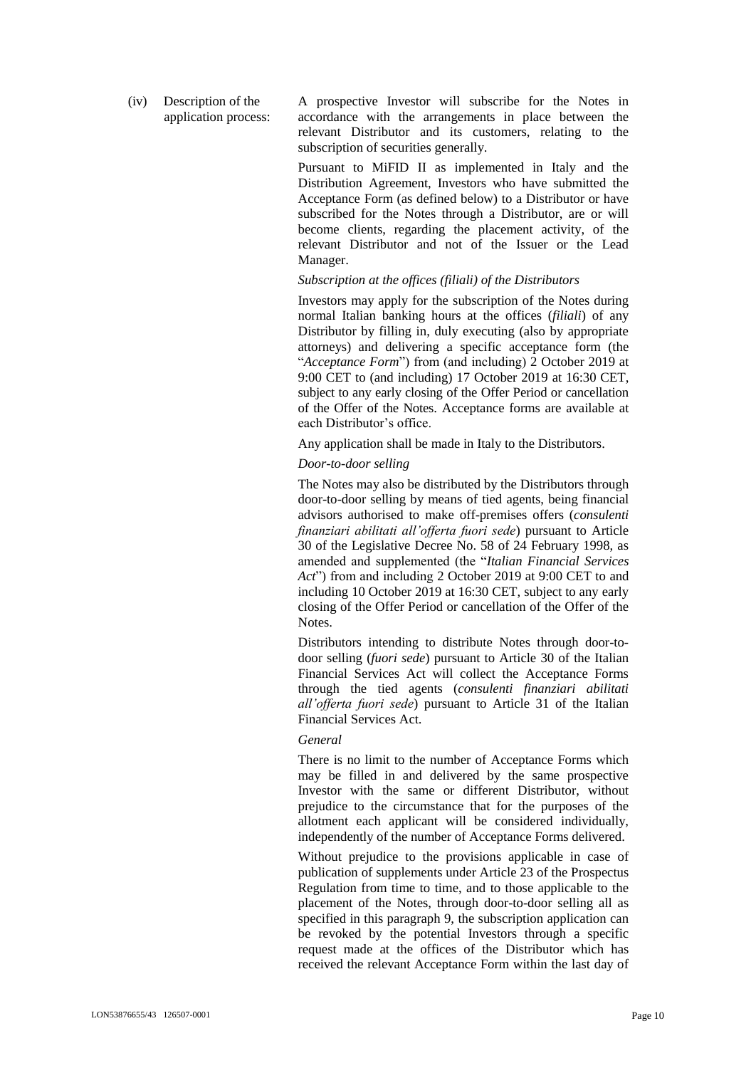(iv) Description of the application process:

A prospective Investor will subscribe for the Notes in accordance with the arrangements in place between the relevant Distributor and its customers, relating to the subscription of securities generally.

Pursuant to MiFID II as implemented in Italy and the Distribution Agreement, Investors who have submitted the Acceptance Form (as defined below) to a Distributor or have subscribed for the Notes through a Distributor, are or will become clients, regarding the placement activity, of the relevant Distributor and not of the Issuer or the Lead Manager.

*Subscription at the offices (filiali) of the Distributors*

Investors may apply for the subscription of the Notes during normal Italian banking hours at the offices (*filiali*) of any Distributor by filling in, duly executing (also by appropriate attorneys) and delivering a specific acceptance form (the "*Acceptance Form*") from (and including) 2 October 2019 at 9:00 CET to (and including) 17 October 2019 at 16:30 CET, subject to any early closing of the Offer Period or cancellation of the Offer of the Notes. Acceptance forms are available at each Distributor's office.

Any application shall be made in Italy to the Distributors.

*Door-to-door selling*

The Notes may also be distributed by the Distributors through door-to-door selling by means of tied agents, being financial advisors authorised to make off-premises offers (*consulenti finanziari abilitati all'offerta fuori sede*) pursuant to Article 30 of the Legislative Decree No. 58 of 24 February 1998, as amended and supplemented (the "*Italian Financial Services Act*") from and including 2 October 2019 at 9:00 CET to and including 10 October 2019 at 16:30 CET, subject to any early closing of the Offer Period or cancellation of the Offer of the Notes.

Distributors intending to distribute Notes through door-to-door selling (*fuori sede*) pursuant to Article 30 of the Italian Financial Services Act will collect the Acceptance Forms through the tied agents (*consulenti finanziari abilitati all'offerta fuori sede*) pursuant to Article 31 of the Italian Financial Services Act.

*General*

There is no limit to the number of Acceptance Forms which may be filled in and delivered by the same prospective Investor with the same or different Distributor, without prejudice to the circumstance that for the purposes of the allotment each applicant will be considered individually, independently of the number of Acceptance Forms delivered.

Without prejudice to the provisions applicable in case of publication of supplements under Article 23 of the Prospectus Regulation from time to time, and to those applicable to the placement of the Notes, through door-to-door selling all as specified in this paragraph 9, the subscription application can be revoked by the potential Investors through a specific request made at the offices of the Distributor which has received the relevant Acceptance Form within the last day of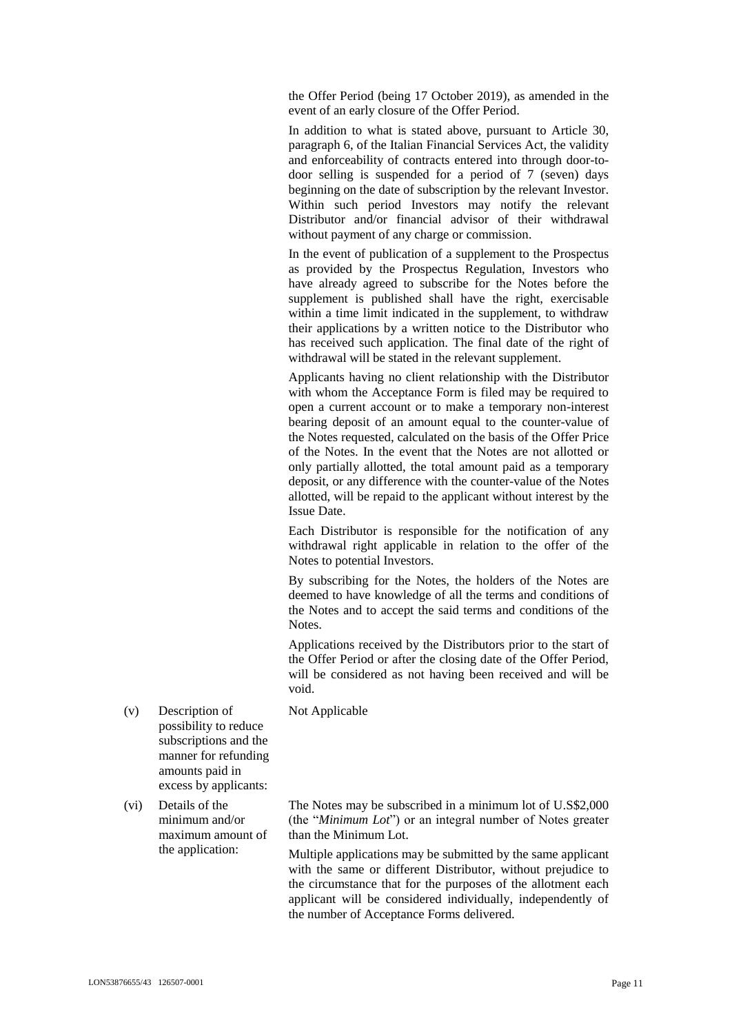the Offer Period (being 17 October 2019), as amended in the event of an early closure of the Offer Period.

In addition to what is stated above, pursuant to Article 30, paragraph 6, of the Italian Financial Services Act, the validity and enforceability of contracts entered into through door-to-door selling is suspended for a period of 7 (seven) days beginning on the date of subscription by the relevant Investor. Within such period Investors may notify the relevant Distributor and/or financial advisor of their withdrawal without payment of any charge or commission.

In the event of publication of a supplement to the Prospectus as provided by the Prospectus Regulation, Investors who have already agreed to subscribe for the Notes before the supplement is published shall have the right, exercisable within a time limit indicated in the supplement, to withdraw their applications by a written notice to the Distributor who has received such application. The final date of the right of withdrawal will be stated in the relevant supplement.

Applicants having no client relationship with the Distributor with whom the Acceptance Form is filed may be required to open a current account or to make a temporary non-interest bearing deposit of an amount equal to the counter-value of the Notes requested, calculated on the basis of the Offer Price of the Notes. In the event that the Notes are not allotted or only partially allotted, the total amount paid as a temporary deposit, or any difference with the counter-value of the Notes allotted, will be repaid to the applicant without interest by the Issue Date.

Each Distributor is responsible for the notification of any withdrawal right applicable in relation to the offer of the Notes to potential Investors.

By subscribing for the Notes, the holders of the Notes are deemed to have knowledge of all the terms and conditions of the Notes and to accept the said terms and conditions of the Notes.

Applications received by the Distributors prior to the start of the Offer Period or after the closing date of the Offer Period, will be considered as not having been received and will be void.

(v) Description of possibility to reduce subscriptions and the manner for refunding amounts paid in excess by applicants: Not Applicable

(vi) Details of the minimum and/or maximum amount of the application: The Notes may be subscribed in a minimum lot of U.S$2,000 (the "*Minimum Lot*") or an integral number of Notes greater than the Minimum Lot.

Multiple applications may be submitted by the same applicant with the same or different Distributor, without prejudice to the circumstance that for the purposes of the allotment each applicant will be considered individually, independently of the number of Acceptance Forms delivered.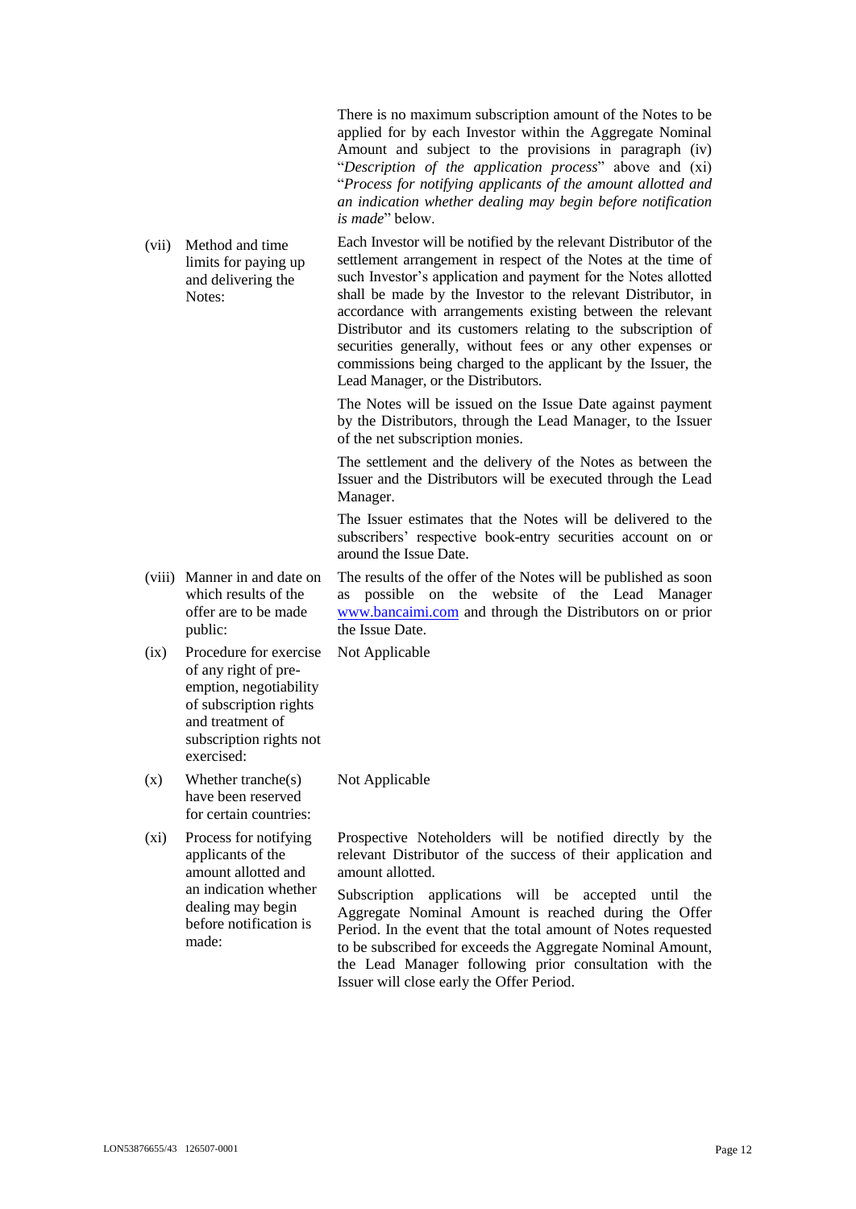|  |  | There is no maximum subscription amount of the Notes to be applied for by each Investor within the Aggregate Nominal Amount and subject to the provisions in paragraph (iv) "*Description of the application process*" above and (xi) "*Process for notifying applicants of the amount allotted and an indication whether dealing may begin before notification is made*" below. |
|---|---|---|
| (vii) | Method and time limits for paying up and delivering the Notes: | Each Investor will be notified by the relevant Distributor of the settlement arrangement in respect of the Notes at the time of such Investor's application and payment for the Notes allotted shall be made by the Investor to the relevant Distributor, in accordance with arrangements existing between the relevant Distributor and its customers relating to the subscription of securities generally, without fees or any other expenses or commissions being charged to the applicant by the Issuer, the Lead Manager, or the Distributors.<br><br>The Notes will be issued on the Issue Date against payment by the Distributors, through the Lead Manager, to the Issuer of the net subscription monies.<br><br>The settlement and the delivery of the Notes as between the Issuer and the Distributors will be executed through the Lead Manager.<br><br>The Issuer estimates that the Notes will be delivered to the subscribers' respective book-entry securities account on or around the Issue Date. |
| (viii) | Manner in and date on which results of the offer are to be made public: | The results of the offer of the Notes will be published as soon as possible on the website of the Lead Manager www.bancaimi.com and through the Distributors on or prior the Issue Date. |
| (ix) | Procedure for exercise of any right of pre-emption, negotiability of subscription rights and treatment of subscription rights not exercised: | Not Applicable |
| (x) | Whether tranche(s) have been reserved for certain countries: | Not Applicable |
| (xi) | Process for notifying applicants of the amount allotted and an indication whether dealing may begin before notification is made: | Prospective Noteholders will be notified directly by the relevant Distributor of the success of their application and amount allotted.<br><br>Subscription applications will be accepted until the Aggregate Nominal Amount is reached during the Offer Period. In the event that the total amount of Notes requested to be subscribed for exceeds the Aggregate Nominal Amount, the Lead Manager following prior consultation with the Issuer will close early the Offer Period. |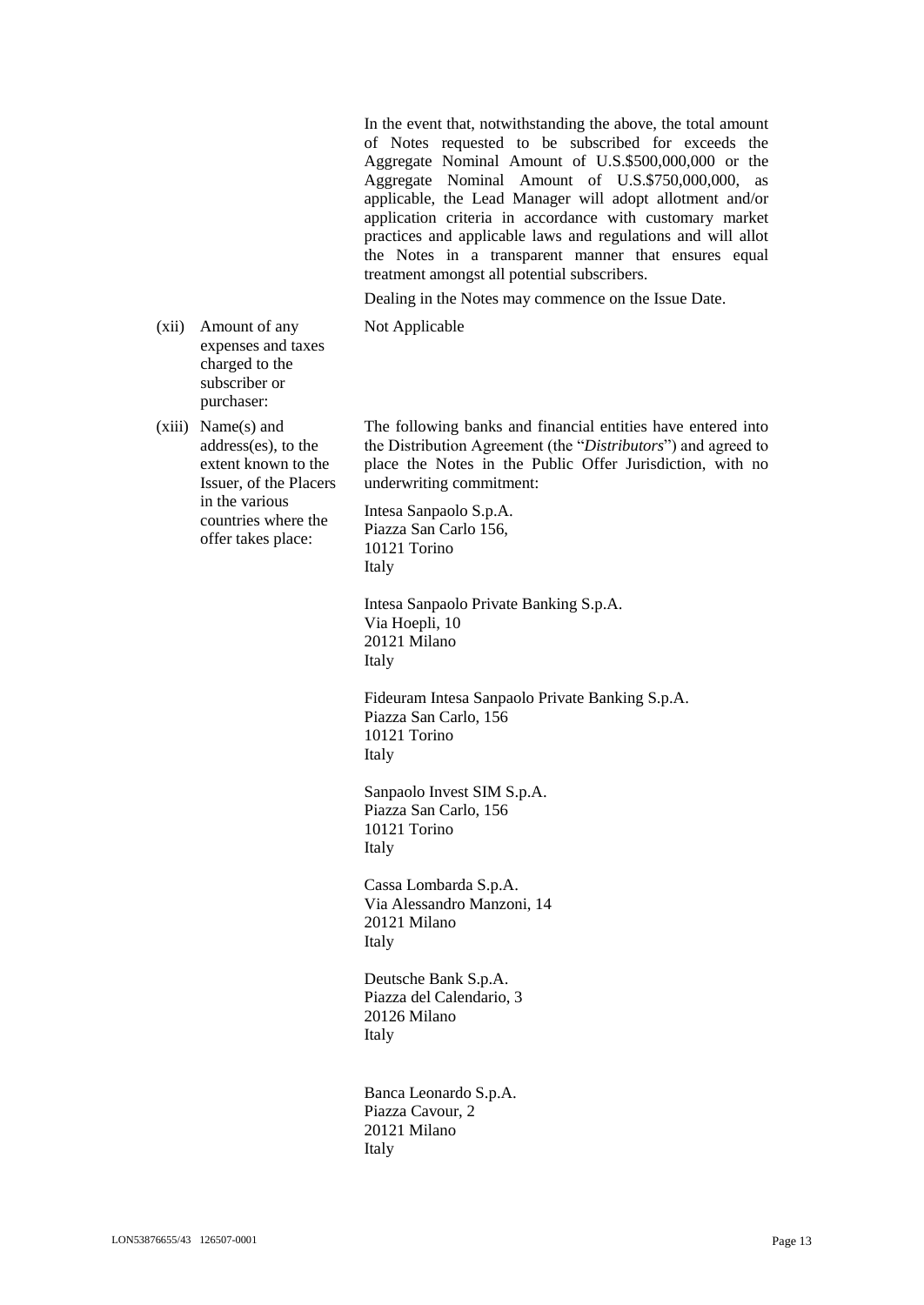In the event that, notwithstanding the above, the total amount of Notes requested to be subscribed for exceeds the Aggregate Nominal Amount of U.S.$500,000,000 or the Aggregate Nominal Amount of U.S.$750,000,000, as applicable, the Lead Manager will adopt allotment and/or application criteria in accordance with customary market practices and applicable laws and regulations and will allot the Notes in a transparent manner that ensures equal treatment amongst all potential subscribers.

Dealing in the Notes may commence on the Issue Date.

| | | |
|---|---|---|
| (xii) | Amount of any expenses and taxes charged to the subscriber or purchaser: | Not Applicable |
| (xiii) | Name(s) and address(es), to the extent known to the Issuer, of the Placers in the various countries where the offer takes place: | The following banks and financial entities have entered into the Distribution Agreement (the "*Distributors*") and agreed to place the Notes in the Public Offer Jurisdiction, with no underwriting commitment:<br><br>Intesa Sanpaolo S.p.A.<br>Piazza San Carlo 156,<br>10121 Torino<br>Italy<br><br>Intesa Sanpaolo Private Banking S.p.A.<br>Via Hoepli, 10<br>20121 Milano<br>Italy<br><br>Fideuram Intesa Sanpaolo Private Banking S.p.A.<br>Piazza San Carlo, 156<br>10121 Torino<br>Italy<br><br>Sanpaolo Invest SIM S.p.A.<br>Piazza San Carlo, 156<br>10121 Torino<br>Italy<br><br>Cassa Lombarda S.p.A.<br>Via Alessandro Manzoni, 14<br>20121 Milano<br>Italy<br><br>Deutsche Bank S.p.A.<br>Piazza del Calendario, 3<br>20126 Milano<br>Italy<br><br>Banca Leonardo S.p.A.<br>Piazza Cavour, 2<br>20121 Milano<br>Italy |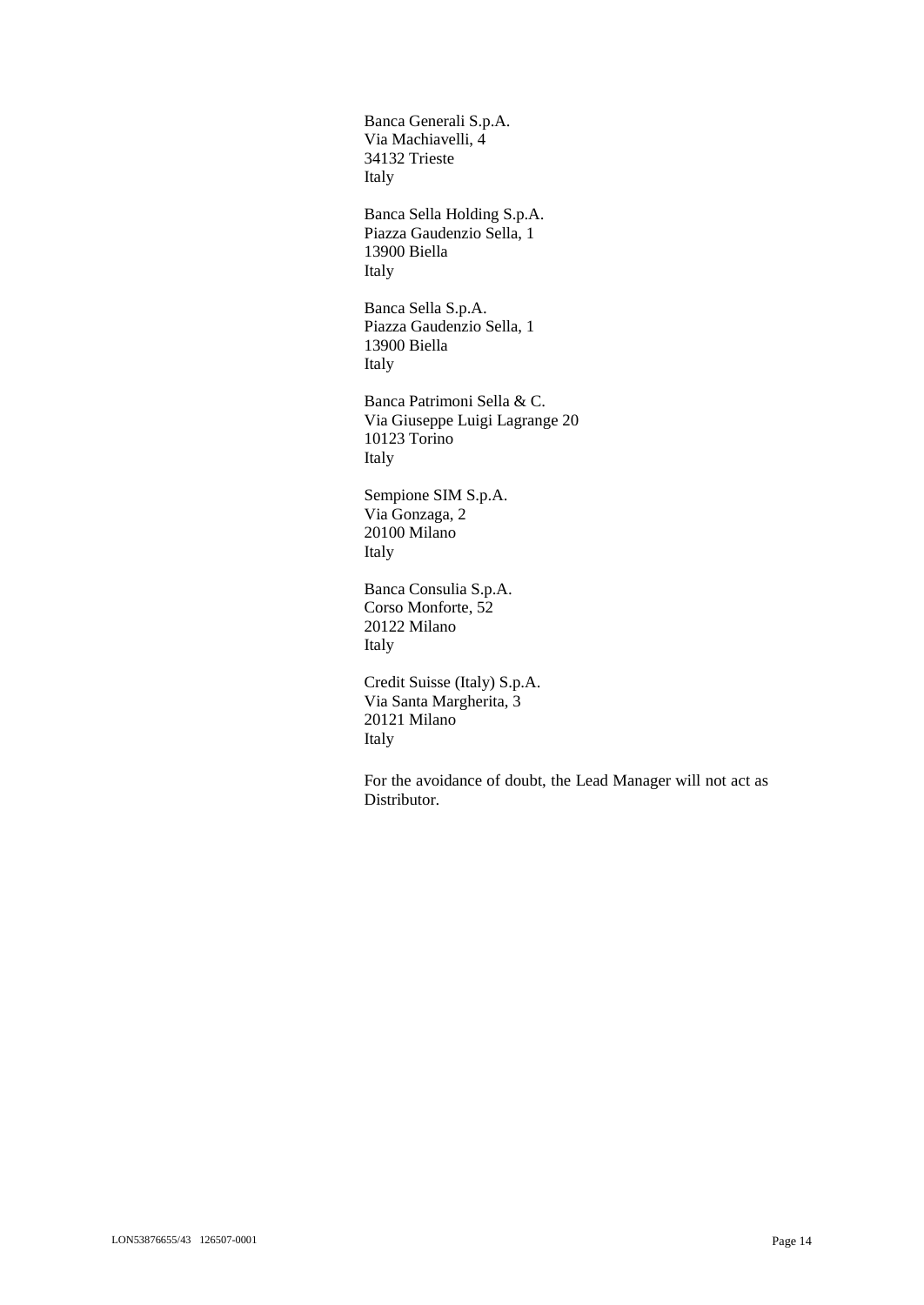Banca Generali S.p.A.
Via Machiavelli, 4
34132 Trieste
Italy

Banca Sella Holding S.p.A.
Piazza Gaudenzio Sella, 1
13900 Biella
Italy

Banca Sella S.p.A.
Piazza Gaudenzio Sella, 1
13900 Biella
Italy

Banca Patrimoni Sella & C.
Via Giuseppe Luigi Lagrange 20
10123 Torino
Italy

Sempione SIM S.p.A.
Via Gonzaga, 2
20100 Milano
Italy

Banca Consulia S.p.A.
Corso Monforte, 52
20122 Milano
Italy

Credit Suisse (Italy) S.p.A.
Via Santa Margherita, 3
20121 Milano
Italy

For the avoidance of doubt, the Lead Manager will not act as Distributor.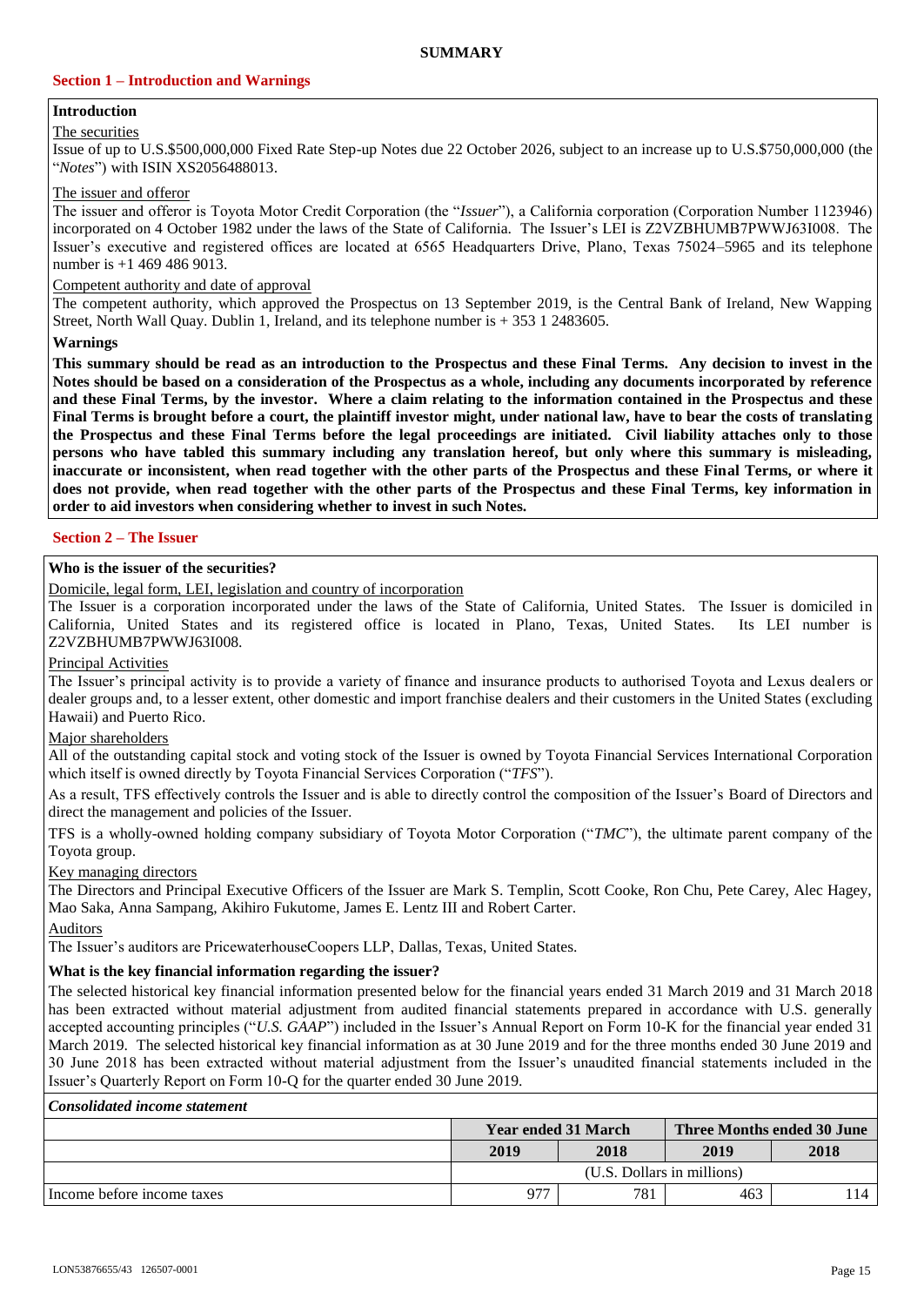# SUMMARY

## Section 1 – Introduction and Warnings

### Introduction

The securities

Issue of up to U.S.$500,000,000 Fixed Rate Step-up Notes due 22 October 2026, subject to an increase up to U.S.$750,000,000 (the "*Notes*") with ISIN XS2056488013.

The issuer and offeror

The issuer and offeror is Toyota Motor Credit Corporation (the "*Issuer*"), a California corporation (Corporation Number 1123946) incorporated on 4 October 1982 under the laws of the State of California. The Issuer's LEI is Z2VZBHUMB7PWWJ63I008. The Issuer's executive and registered offices are located at 6565 Headquarters Drive, Plano, Texas 75024–5965 and its telephone number is +1 469 486 9013.

Competent authority and date of approval

The competent authority, which approved the Prospectus on 13 September 2019, is the Central Bank of Ireland, New Wapping Street, North Wall Quay. Dublin 1, Ireland, and its telephone number is + 353 1 2483605.

### Warnings

**This summary should be read as an introduction to the Prospectus and these Final Terms. Any decision to invest in the Notes should be based on a consideration of the Prospectus as a whole, including any documents incorporated by reference and these Final Terms, by the investor. Where a claim relating to the information contained in the Prospectus and these Final Terms is brought before a court, the plaintiff investor might, under national law, have to bear the costs of translating the Prospectus and these Final Terms before the legal proceedings are initiated. Civil liability attaches only to those persons who have tabled this summary including any translation hereof, but only where this summary is misleading, inaccurate or inconsistent, when read together with the other parts of the Prospectus and these Final Terms, or where it does not provide, when read together with the other parts of the Prospectus and these Final Terms, key information in order to aid investors when considering whether to invest in such Notes.**

## Section 2 – The Issuer

### Who is the issuer of the securities?

Domicile, legal form, LEI, legislation and country of incorporation

The Issuer is a corporation incorporated under the laws of the State of California, United States. The Issuer is domiciled in California, United States and its registered office is located in Plano, Texas, United States. Its LEI number is Z2VZBHUMB7PWWJ63I008.

Principal Activities

The Issuer's principal activity is to provide a variety of finance and insurance products to authorised Toyota and Lexus dealers or dealer groups and, to a lesser extent, other domestic and import franchise dealers and their customers in the United States (excluding Hawaii) and Puerto Rico.

Major shareholders

All of the outstanding capital stock and voting stock of the Issuer is owned by Toyota Financial Services International Corporation which itself is owned directly by Toyota Financial Services Corporation ("*TFS*").

As a result, TFS effectively controls the Issuer and is able to directly control the composition of the Issuer's Board of Directors and direct the management and policies of the Issuer.

TFS is a wholly-owned holding company subsidiary of Toyota Motor Corporation ("*TMC*"), the ultimate parent company of the Toyota group.

Key managing directors

The Directors and Principal Executive Officers of the Issuer are Mark S. Templin, Scott Cooke, Ron Chu, Pete Carey, Alec Hagey, Mao Saka, Anna Sampang, Akihiro Fukutome, James E. Lentz III and Robert Carter.

Auditors

The Issuer's auditors are PricewaterhouseCoopers LLP, Dallas, Texas, United States.

### What is the key financial information regarding the issuer?

The selected historical key financial information presented below for the financial years ended 31 March 2019 and 31 March 2018 has been extracted without material adjustment from audited financial statements prepared in accordance with U.S. generally accepted accounting principles ("*U.S. GAAP*") included in the Issuer's Annual Report on Form 10-K for the financial year ended 31 March 2019. The selected historical key financial information as at 30 June 2019 and for the three months ended 30 June 2019 and 30 June 2018 has been extracted without material adjustment from the Issuer's unaudited financial statements included in the Issuer's Quarterly Report on Form 10-Q for the quarter ended 30 June 2019.

***Consolidated income statement***

| | Year ended 31 March | | Three Months ended 30 June | |
|---|---|---|---|---|
| | 2019 | 2018 | 2019 | 2018 |
| | (U.S. Dollars in millions) | | | |
| Income before income taxes | 977 | 781 | 463 | 114 |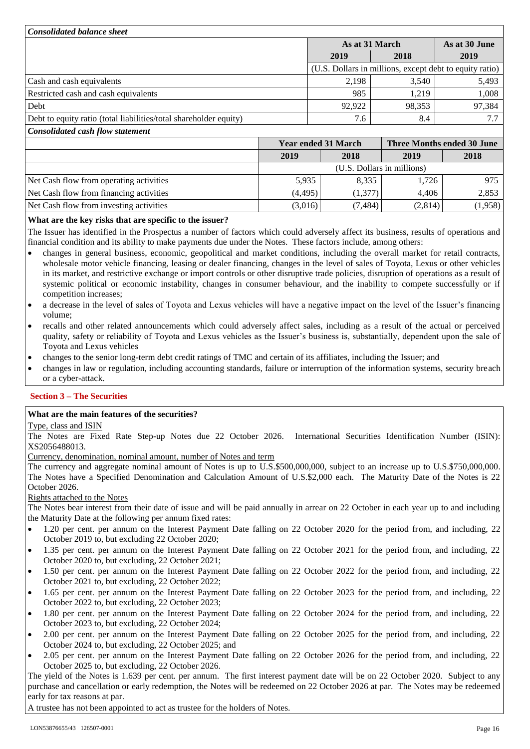***Consolidated balance sheet***

| | As at 31 March | | As at 30 June |
|---|---|---|---|
| | 2019 | 2018 | 2019 |
| | (U.S. Dollars in millions, except debt to equity ratio) | | |
| Cash and cash equivalents | 2,198 | 3,540 | 5,493 |
| Restricted cash and cash equivalents | 985 | 1,219 | 1,008 |
| Debt | 92,922 | 98,353 | 97,384 |
| Debt to equity ratio (total liabilities/total shareholder equity) | 7.6 | 8.4 | 7.7 |

***Consolidated cash flow statement***

| | Year ended 31 March | | Three Months ended 30 June | |
|---|---|---|---|---|
| | 2019 | 2018 | 2019 | 2018 |
| | (U.S. Dollars in millions) | | | |
| Net Cash flow from operating activities | 5,935 | 8,335 | 1,726 | 975 |
| Net Cash flow from financing activities | (4,495) | (1,377) | 4,406 | 2,853 |
| Net Cash flow from investing activities | (3,016) | (7,484) | (2,814) | (1,958) |

**What are the key risks that are specific to the issuer?**

The Issuer has identified in the Prospectus a number of factors which could adversely affect its business, results of operations and financial condition and its ability to make payments due under the Notes. These factors include, among others:

- changes in general business, economic, geopolitical and market conditions, including the overall market for retail contracts, wholesale motor vehicle financing, leasing or dealer financing, changes in the level of sales of Toyota, Lexus or other vehicles in its market, and restrictive exchange or import controls or other disruptive trade policies, disruption of operations as a result of systemic political or economic instability, changes in consumer behaviour, and the inability to compete successfully or if competition increases;
- a decrease in the level of sales of Toyota and Lexus vehicles will have a negative impact on the level of the Issuer's financing volume;
- recalls and other related announcements which could adversely affect sales, including as a result of the actual or perceived quality, safety or reliability of Toyota and Lexus vehicles as the Issuer's business is, substantially, dependent upon the sale of Toyota and Lexus vehicles
- changes to the senior long-term debt credit ratings of TMC and certain of its affiliates, including the Issuer; and
- changes in law or regulation, including accounting standards, failure or interruption of the information systems, security breach or a cyber-attack.

## Section 3 – The Securities

**What are the main features of the securities?**

Type, class and ISIN

The Notes are Fixed Rate Step-up Notes due 22 October 2026. International Securities Identification Number (ISIN): XS2056488013.

Currency, denomination, nominal amount, number of Notes and term

The currency and aggregate nominal amount of Notes is up to U.S.$500,000,000, subject to an increase up to U.S.$750,000,000. The Notes have a Specified Denomination and Calculation Amount of U.S.$2,000 each. The Maturity Date of the Notes is 22 October 2026.

Rights attached to the Notes

The Notes bear interest from their date of issue and will be paid annually in arrear on 22 October in each year up to and including the Maturity Date at the following per annum fixed rates:

- 1.20 per cent. per annum on the Interest Payment Date falling on 22 October 2020 for the period from, and including, 22 October 2019 to, but excluding 22 October 2020;
- 1.35 per cent. per annum on the Interest Payment Date falling on 22 October 2021 for the period from, and including, 22 October 2020 to, but excluding, 22 October 2021;
- 1.50 per cent. per annum on the Interest Payment Date falling on 22 October 2022 for the period from, and including, 22 October 2021 to, but excluding, 22 October 2022;
- 1.65 per cent. per annum on the Interest Payment Date falling on 22 October 2023 for the period from, and including, 22 October 2022 to, but excluding, 22 October 2023;
- 1.80 per cent. per annum on the Interest Payment Date falling on 22 October 2024 for the period from, and including, 22 October 2023 to, but excluding, 22 October 2024;
- 2.00 per cent. per annum on the Interest Payment Date falling on 22 October 2025 for the period from, and including, 22 October 2024 to, but excluding, 22 October 2025; and
- 2.05 per cent. per annum on the Interest Payment Date falling on 22 October 2026 for the period from, and including, 22 October 2025 to, but excluding, 22 October 2026.

The yield of the Notes is 1.639 per cent. per annum. The first interest payment date will be on 22 October 2020. Subject to any purchase and cancellation or early redemption, the Notes will be redeemed on 22 October 2026 at par. The Notes may be redeemed early for tax reasons at par.

A trustee has not been appointed to act as trustee for the holders of Notes.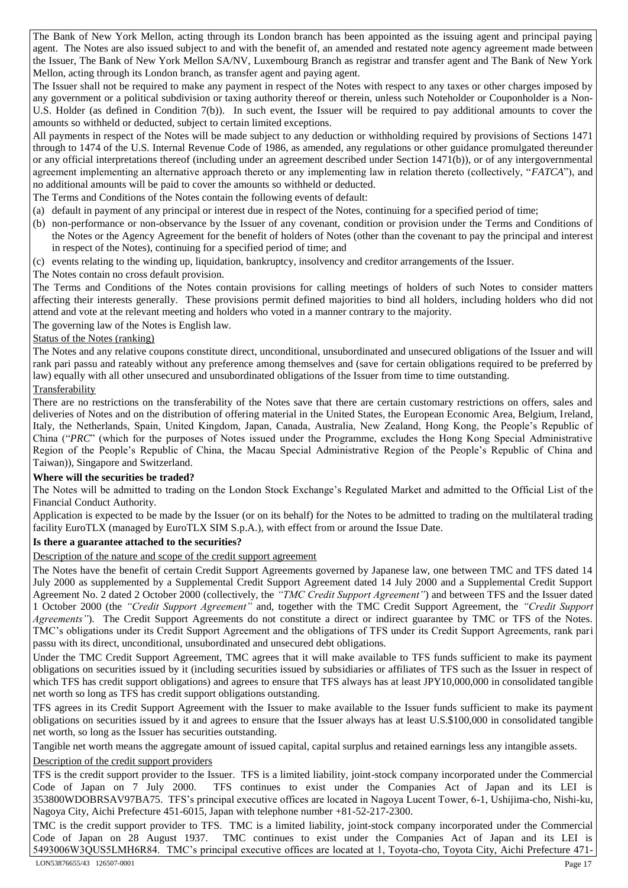The Bank of New York Mellon, acting through its London branch has been appointed as the issuing agent and principal paying agent. The Notes are also issued subject to and with the benefit of, an amended and restated note agency agreement made between the Issuer, The Bank of New York Mellon SA/NV, Luxembourg Branch as registrar and transfer agent and The Bank of New York Mellon, acting through its London branch, as transfer agent and paying agent.

The Issuer shall not be required to make any payment in respect of the Notes with respect to any taxes or other charges imposed by any government or a political subdivision or taxing authority thereof or therein, unless such Noteholder or Couponholder is a Non-U.S. Holder (as defined in Condition 7(b)). In such event, the Issuer will be required to pay additional amounts to cover the amounts so withheld or deducted, subject to certain limited exceptions.

All payments in respect of the Notes will be made subject to any deduction or withholding required by provisions of Sections 1471 through to 1474 of the U.S. Internal Revenue Code of 1986, as amended, any regulations or other guidance promulgated thereunder or any official interpretations thereof (including under an agreement described under Section 1471(b)), or of any intergovernmental agreement implementing an alternative approach thereto or any implementing law in relation thereto (collectively, "*FATCA*"), and no additional amounts will be paid to cover the amounts so withheld or deducted.

The Terms and Conditions of the Notes contain the following events of default:

(a) default in payment of any principal or interest due in respect of the Notes, continuing for a specified period of time;

(b) non-performance or non-observance by the Issuer of any covenant, condition or provision under the Terms and Conditions of the Notes or the Agency Agreement for the benefit of holders of Notes (other than the covenant to pay the principal and interest in respect of the Notes), continuing for a specified period of time; and

(c) events relating to the winding up, liquidation, bankruptcy, insolvency and creditor arrangements of the Issuer.

The Notes contain no cross default provision.

The Terms and Conditions of the Notes contain provisions for calling meetings of holders of such Notes to consider matters affecting their interests generally. These provisions permit defined majorities to bind all holders, including holders who did not attend and vote at the relevant meeting and holders who voted in a manner contrary to the majority.

The governing law of the Notes is English law.

Status of the Notes (ranking)

The Notes and any relative coupons constitute direct, unconditional, unsubordinated and unsecured obligations of the Issuer and will rank pari passu and rateably without any preference among themselves and (save for certain obligations required to be preferred by law) equally with all other unsecured and unsubordinated obligations of the Issuer from time to time outstanding.

Transferability

There are no restrictions on the transferability of the Notes save that there are certain customary restrictions on offers, sales and deliveries of Notes and on the distribution of offering material in the United States, the European Economic Area, Belgium, Ireland, Italy, the Netherlands, Spain, United Kingdom, Japan, Canada, Australia, New Zealand, Hong Kong, the People's Republic of China ("*PRC*" (which for the purposes of Notes issued under the Programme, excludes the Hong Kong Special Administrative Region of the People's Republic of China, the Macau Special Administrative Region of the People's Republic of China and Taiwan)), Singapore and Switzerland.

**Where will the securities be traded?**

The Notes will be admitted to trading on the London Stock Exchange's Regulated Market and admitted to the Official List of the Financial Conduct Authority.

Application is expected to be made by the Issuer (or on its behalf) for the Notes to be admitted to trading on the multilateral trading facility EuroTLX (managed by EuroTLX SIM S.p.A.), with effect from or around the Issue Date.

**Is there a guarantee attached to the securities?**

Description of the nature and scope of the credit support agreement

The Notes have the benefit of certain Credit Support Agreements governed by Japanese law, one between TMC and TFS dated 14 July 2000 as supplemented by a Supplemental Credit Support Agreement dated 14 July 2000 and a Supplemental Credit Support Agreement No. 2 dated 2 October 2000 (collectively, the *"TMC Credit Support Agreement"*) and between TFS and the Issuer dated 1 October 2000 (the *"Credit Support Agreement"* and, together with the TMC Credit Support Agreement, the *"Credit Support Agreements"*). The Credit Support Agreements do not constitute a direct or indirect guarantee by TMC or TFS of the Notes. TMC's obligations under its Credit Support Agreement and the obligations of TFS under its Credit Support Agreements, rank pari passu with its direct, unconditional, unsubordinated and unsecured debt obligations.

Under the TMC Credit Support Agreement, TMC agrees that it will make available to TFS funds sufficient to make its payment obligations on securities issued by it (including securities issued by subsidiaries or affiliates of TFS such as the Issuer in respect of which TFS has credit support obligations) and agrees to ensure that TFS always has at least JPY10,000,000 in consolidated tangible net worth so long as TFS has credit support obligations outstanding.

TFS agrees in its Credit Support Agreement with the Issuer to make available to the Issuer funds sufficient to make its payment obligations on securities issued by it and agrees to ensure that the Issuer always has at least U.S.$100,000 in consolidated tangible net worth, so long as the Issuer has securities outstanding.

Tangible net worth means the aggregate amount of issued capital, capital surplus and retained earnings less any intangible assets.

Description of the credit support providers

TFS is the credit support provider to the Issuer. TFS is a limited liability, joint-stock company incorporated under the Commercial Code of Japan on 7 July 2000. TFS continues to exist under the Companies Act of Japan and its LEI is 353800WDOBRSAV97BA75. TFS's principal executive offices are located in Nagoya Lucent Tower, 6-1, Ushijima-cho, Nishi-ku, Nagoya City, Aichi Prefecture 451-6015, Japan with telephone number +81-52-217-2300.

TMC is the credit support provider to TFS. TMC is a limited liability, joint-stock company incorporated under the Commercial Code of Japan on 28 August 1937. TMC continues to exist under the Companies Act of Japan and its LEI is 5493006W3QUS5LMH6R84. TMC's principal executive offices are located at 1, Toyota-cho, Toyota City, Aichi Prefecture 471-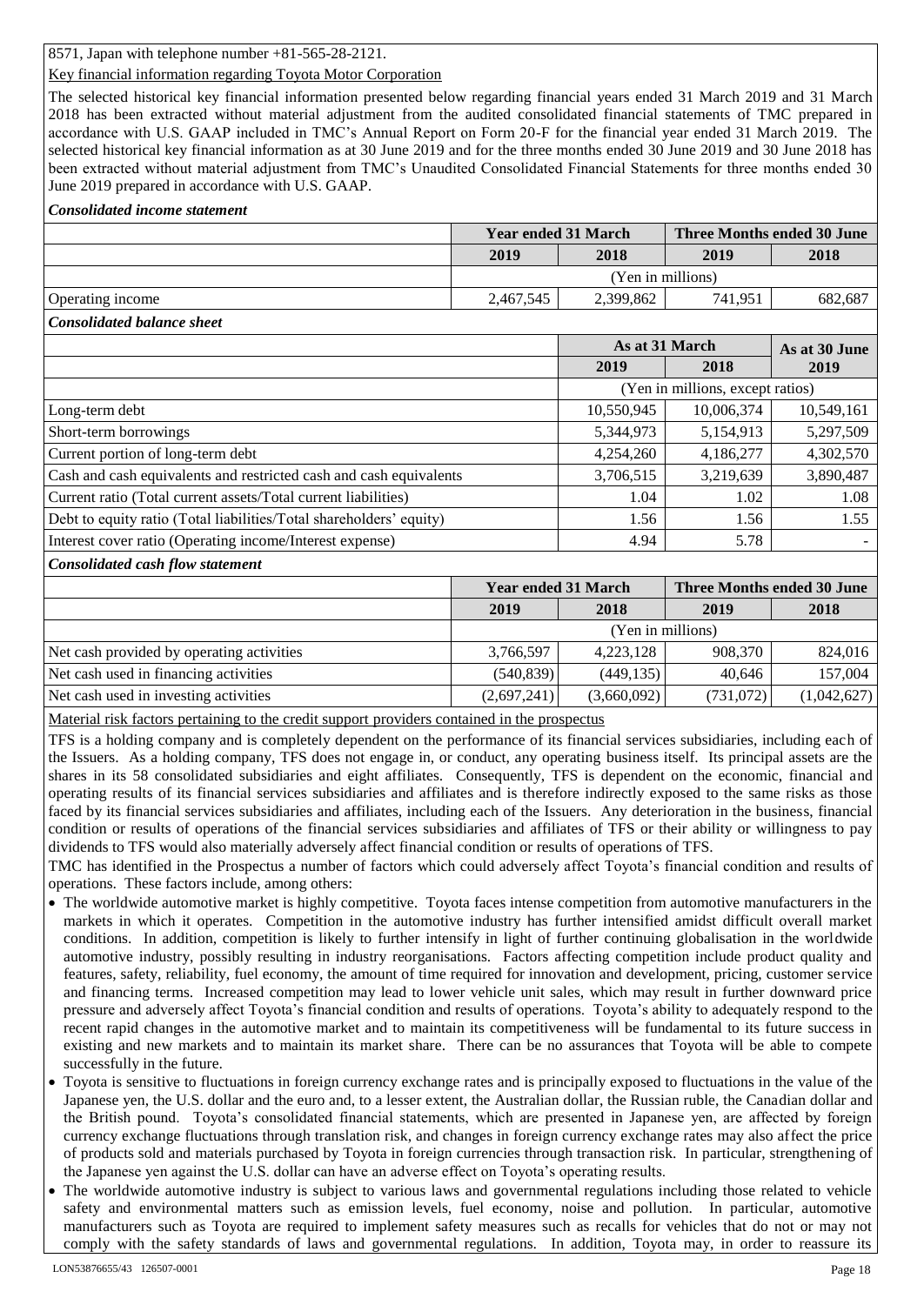8571, Japan with telephone number +81-565-28-2121.

Key financial information regarding Toyota Motor Corporation

The selected historical key financial information presented below regarding financial years ended 31 March 2019 and 31 March 2018 has been extracted without material adjustment from the audited consolidated financial statements of TMC prepared in accordance with U.S. GAAP included in TMC's Annual Report on Form 20-F for the financial year ended 31 March 2019. The selected historical key financial information as at 30 June 2019 and for the three months ended 30 June 2019 and 30 June 2018 has been extracted without material adjustment from TMC's Unaudited Consolidated Financial Statements for three months ended 30 June 2019 prepared in accordance with U.S. GAAP.

***Consolidated income statement***

| | Year ended 31 March | | Three Months ended 30 June | |
|---|---|---|---|---|
| | **2019** | **2018** | **2019** | **2018** |
| | (Yen in millions) | | | |
| Operating income | 2,467,545 | 2,399,862 | 741,951 | 682,687 |

***Consolidated balance sheet***

| | As at 31 March | | As at 30 June |
|---|---|---|---|
| | **2019** | **2018** | **2019** |
| | (Yen in millions, except ratios) | | |
| Long-term debt | 10,550,945 | 10,006,374 | 10,549,161 |
| Short-term borrowings | 5,344,973 | 5,154,913 | 5,297,509 |
| Current portion of long-term debt | 4,254,260 | 4,186,277 | 4,302,570 |
| Cash and cash equivalents and restricted cash and cash equivalents | 3,706,515 | 3,219,639 | 3,890,487 |
| Current ratio (Total current assets/Total current liabilities) | 1.04 | 1.02 | 1.08 |
| Debt to equity ratio (Total liabilities/Total shareholders' equity) | 1.56 | 1.56 | 1.55 |
| Interest cover ratio (Operating income/Interest expense) | 4.94 | 5.78 | - |

***Consolidated cash flow statement***

| | Year ended 31 March | | Three Months ended 30 June | |
|---|---|---|---|---|
| | **2019** | **2018** | **2019** | **2018** |
| | (Yen in millions) | | | |
| Net cash provided by operating activities | 3,766,597 | 4,223,128 | 908,370 | 824,016 |
| Net cash used in financing activities | (540,839) | (449,135) | 40,646 | 157,004 |
| Net cash used in investing activities | (2,697,241) | (3,660,092) | (731,072) | (1,042,627) |

Material risk factors pertaining to the credit support providers contained in the prospectus

TFS is a holding company and is completely dependent on the performance of its financial services subsidiaries, including each of the Issuers. As a holding company, TFS does not engage in, or conduct, any operating business itself. Its principal assets are the shares in its 58 consolidated subsidiaries and eight affiliates. Consequently, TFS is dependent on the economic, financial and operating results of its financial services subsidiaries and affiliates and is therefore indirectly exposed to the same risks as those faced by its financial services subsidiaries and affiliates, including each of the Issuers. Any deterioration in the business, financial condition or results of operations of the financial services subsidiaries and affiliates of TFS or their ability or willingness to pay dividends to TFS would also materially adversely affect financial condition or results of operations of TFS.

TMC has identified in the Prospectus a number of factors which could adversely affect Toyota's financial condition and results of operations. These factors include, among others:

- The worldwide automotive market is highly competitive. Toyota faces intense competition from automotive manufacturers in the markets in which it operates. Competition in the automotive industry has further intensified amidst difficult overall market conditions. In addition, competition is likely to further intensify in light of further continuing globalisation in the worldwide automotive industry, possibly resulting in industry reorganisations. Factors affecting competition include product quality and features, safety, reliability, fuel economy, the amount of time required for innovation and development, pricing, customer service and financing terms. Increased competition may lead to lower vehicle unit sales, which may result in further downward price pressure and adversely affect Toyota's financial condition and results of operations. Toyota's ability to adequately respond to the recent rapid changes in the automotive market and to maintain its competitiveness will be fundamental to its future success in existing and new markets and to maintain its market share. There can be no assurances that Toyota will be able to compete successfully in the future.
- Toyota is sensitive to fluctuations in foreign currency exchange rates and is principally exposed to fluctuations in the value of the Japanese yen, the U.S. dollar and the euro and, to a lesser extent, the Australian dollar, the Russian ruble, the Canadian dollar and the British pound. Toyota's consolidated financial statements, which are presented in Japanese yen, are affected by foreign currency exchange fluctuations through translation risk, and changes in foreign currency exchange rates may also affect the price of products sold and materials purchased by Toyota in foreign currencies through transaction risk. In particular, strengthening of the Japanese yen against the U.S. dollar can have an adverse effect on Toyota's operating results.
- The worldwide automotive industry is subject to various laws and governmental regulations including those related to vehicle safety and environmental matters such as emission levels, fuel economy, noise and pollution. In particular, automotive manufacturers such as Toyota are required to implement safety measures such as recalls for vehicles that do not or may not comply with the safety standards of laws and governmental regulations. In addition, Toyota may, in order to reassure its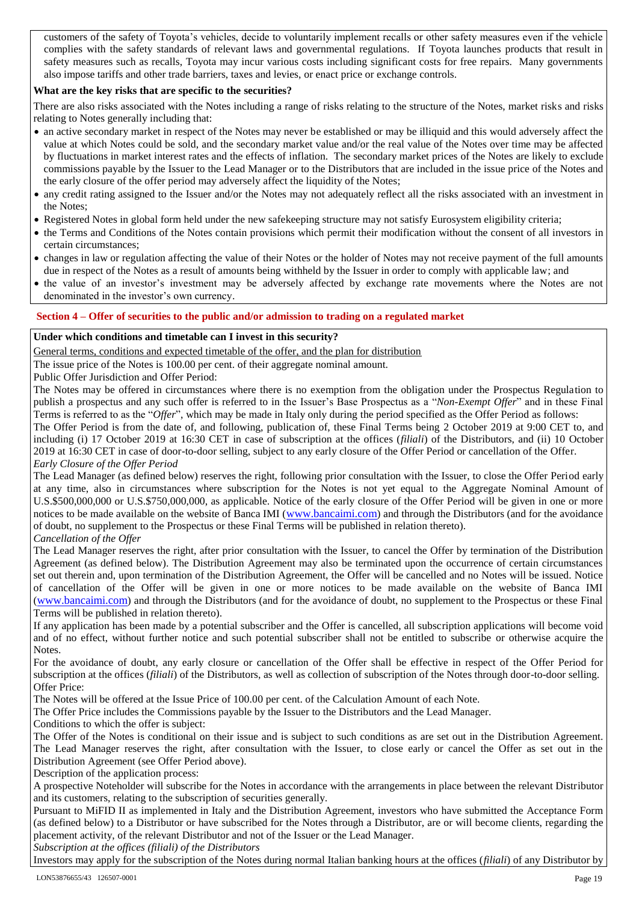customers of the safety of Toyota's vehicles, decide to voluntarily implement recalls or other safety measures even if the vehicle complies with the safety standards of relevant laws and governmental regulations. If Toyota launches products that result in safety measures such as recalls, Toyota may incur various costs including significant costs for free repairs. Many governments also impose tariffs and other trade barriers, taxes and levies, or enact price or exchange controls.

**What are the key risks that are specific to the securities?**

There are also risks associated with the Notes including a range of risks relating to the structure of the Notes, market risks and risks relating to Notes generally including that:

- an active secondary market in respect of the Notes may never be established or may be illiquid and this would adversely affect the value at which Notes could be sold, and the secondary market value and/or the real value of the Notes over time may be affected by fluctuations in market interest rates and the effects of inflation. The secondary market prices of the Notes are likely to exclude commissions payable by the Issuer to the Lead Manager or to the Distributors that are included in the issue price of the Notes and the early closure of the offer period may adversely affect the liquidity of the Notes;
- any credit rating assigned to the Issuer and/or the Notes may not adequately reflect all the risks associated with an investment in the Notes;
- Registered Notes in global form held under the new safekeeping structure may not satisfy Eurosystem eligibility criteria;
- the Terms and Conditions of the Notes contain provisions which permit their modification without the consent of all investors in certain circumstances;
- changes in law or regulation affecting the value of their Notes or the holder of Notes may not receive payment of the full amounts due in respect of the Notes as a result of amounts being withheld by the Issuer in order to comply with applicable law; and
- the value of an investor's investment may be adversely affected by exchange rate movements where the Notes are not denominated in the investor's own currency.

## Section 4 – Offer of securities to the public and/or admission to trading on a regulated market

**Under which conditions and timetable can I invest in this security?**

General terms, conditions and expected timetable of the offer, and the plan for distribution

The issue price of the Notes is 100.00 per cent. of their aggregate nominal amount.

Public Offer Jurisdiction and Offer Period:

The Notes may be offered in circumstances where there is no exemption from the obligation under the Prospectus Regulation to publish a prospectus and any such offer is referred to in the Issuer's Base Prospectus as a "*Non-Exempt Offer*" and in these Final Terms is referred to as the "*Offer*", which may be made in Italy only during the period specified as the Offer Period as follows:

The Offer Period is from the date of, and following, publication of, these Final Terms being 2 October 2019 at 9:00 CET to, and including (i) 17 October 2019 at 16:30 CET in case of subscription at the offices (*filiali*) of the Distributors, and (ii) 10 October 2019 at 16:30 CET in case of door-to-door selling, subject to any early closure of the Offer Period or cancellation of the Offer.

*Early Closure of the Offer Period*

The Lead Manager (as defined below) reserves the right, following prior consultation with the Issuer, to close the Offer Period early at any time, also in circumstances where subscription for the Notes is not yet equal to the Aggregate Nominal Amount of U.S.$500,000,000 or U.S.$750,000,000, as applicable. Notice of the early closure of the Offer Period will be given in one or more notices to be made available on the website of Banca IMI (www.bancaimi.com) and through the Distributors (and for the avoidance of doubt, no supplement to the Prospectus or these Final Terms will be published in relation thereto).

*Cancellation of the Offer*

The Lead Manager reserves the right, after prior consultation with the Issuer, to cancel the Offer by termination of the Distribution Agreement (as defined below). The Distribution Agreement may also be terminated upon the occurrence of certain circumstances set out therein and, upon termination of the Distribution Agreement, the Offer will be cancelled and no Notes will be issued. Notice of cancellation of the Offer will be given in one or more notices to be made available on the website of Banca IMI (www.bancaimi.com) and through the Distributors (and for the avoidance of doubt, no supplement to the Prospectus or these Final Terms will be published in relation thereto).

If any application has been made by a potential subscriber and the Offer is cancelled, all subscription applications will become void and of no effect, without further notice and such potential subscriber shall not be entitled to subscribe or otherwise acquire the Notes.

For the avoidance of doubt, any early closure or cancellation of the Offer shall be effective in respect of the Offer Period for subscription at the offices (*filiali*) of the Distributors, as well as collection of subscription of the Notes through door-to-door selling.

Offer Price:

The Notes will be offered at the Issue Price of 100.00 per cent. of the Calculation Amount of each Note.

The Offer Price includes the Commissions payable by the Issuer to the Distributors and the Lead Manager.

Conditions to which the offer is subject:

The Offer of the Notes is conditional on their issue and is subject to such conditions as are set out in the Distribution Agreement. The Lead Manager reserves the right, after consultation with the Issuer, to close early or cancel the Offer as set out in the Distribution Agreement (see Offer Period above).

Description of the application process:

A prospective Noteholder will subscribe for the Notes in accordance with the arrangements in place between the relevant Distributor and its customers, relating to the subscription of securities generally.

Pursuant to MiFID II as implemented in Italy and the Distribution Agreement, investors who have submitted the Acceptance Form (as defined below) to a Distributor or have subscribed for the Notes through a Distributor, are or will become clients, regarding the placement activity, of the relevant Distributor and not of the Issuer or the Lead Manager.

*Subscription at the offices (filiali) of the Distributors*

Investors may apply for the subscription of the Notes during normal Italian banking hours at the offices (*filiali*) of any Distributor by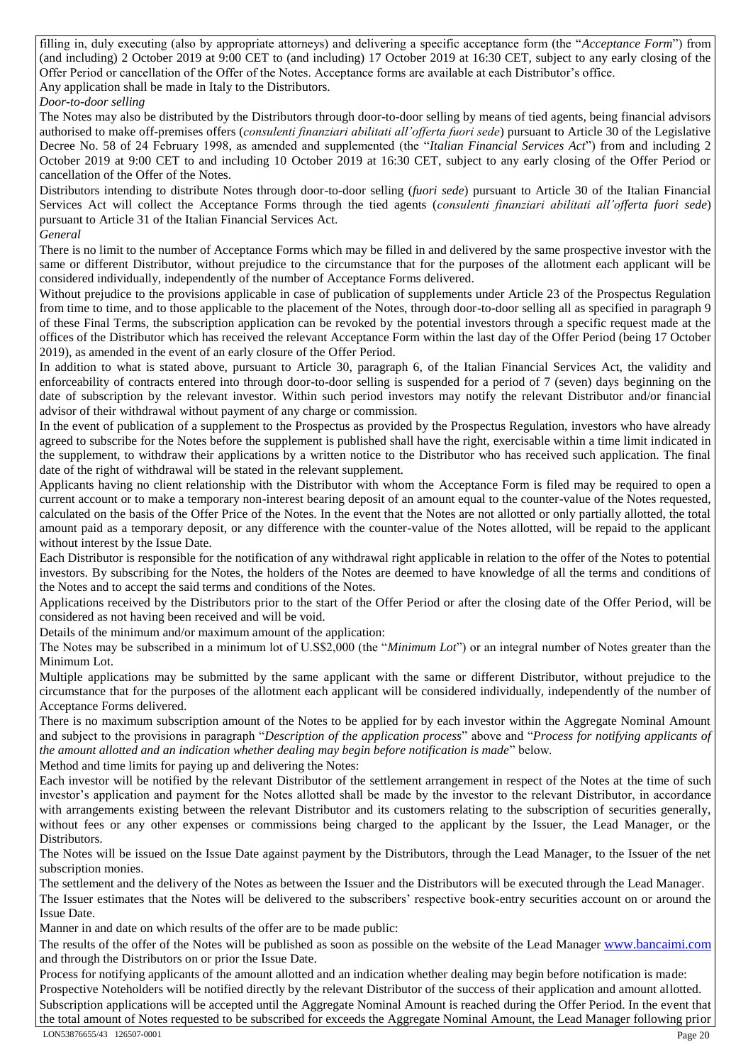filling in, duly executing (also by appropriate attorneys) and delivering a specific acceptance form (the "*Acceptance Form*") from (and including) 2 October 2019 at 9:00 CET to (and including) 17 October 2019 at 16:30 CET, subject to any early closing of the Offer Period or cancellation of the Offer of the Notes. Acceptance forms are available at each Distributor's office.

Any application shall be made in Italy to the Distributors.

*Door-to-door selling*

The Notes may also be distributed by the Distributors through door-to-door selling by means of tied agents, being financial advisors authorised to make off-premises offers (*consulenti finanziari abilitati all'offerta fuori sede*) pursuant to Article 30 of the Legislative Decree No. 58 of 24 February 1998, as amended and supplemented (the "*Italian Financial Services Act*") from and including 2 October 2019 at 9:00 CET to and including 10 October 2019 at 16:30 CET, subject to any early closing of the Offer Period or cancellation of the Offer of the Notes.

Distributors intending to distribute Notes through door-to-door selling (*fuori sede*) pursuant to Article 30 of the Italian Financial Services Act will collect the Acceptance Forms through the tied agents (*consulenti finanziari abilitati all'offerta fuori sede*) pursuant to Article 31 of the Italian Financial Services Act.

*General*

There is no limit to the number of Acceptance Forms which may be filled in and delivered by the same prospective investor with the same or different Distributor, without prejudice to the circumstance that for the purposes of the allotment each applicant will be considered individually, independently of the number of Acceptance Forms delivered.

Without prejudice to the provisions applicable in case of publication of supplements under Article 23 of the Prospectus Regulation from time to time, and to those applicable to the placement of the Notes, through door-to-door selling all as specified in paragraph 9 of these Final Terms, the subscription application can be revoked by the potential investors through a specific request made at the offices of the Distributor which has received the relevant Acceptance Form within the last day of the Offer Period (being 17 October 2019), as amended in the event of an early closure of the Offer Period.

In addition to what is stated above, pursuant to Article 30, paragraph 6, of the Italian Financial Services Act, the validity and enforceability of contracts entered into through door-to-door selling is suspended for a period of 7 (seven) days beginning on the date of subscription by the relevant investor. Within such period investors may notify the relevant Distributor and/or financial advisor of their withdrawal without payment of any charge or commission.

In the event of publication of a supplement to the Prospectus as provided by the Prospectus Regulation, investors who have already agreed to subscribe for the Notes before the supplement is published shall have the right, exercisable within a time limit indicated in the supplement, to withdraw their applications by a written notice to the Distributor who has received such application. The final date of the right of withdrawal will be stated in the relevant supplement.

Applicants having no client relationship with the Distributor with whom the Acceptance Form is filed may be required to open a current account or to make a temporary non-interest bearing deposit of an amount equal to the counter-value of the Notes requested, calculated on the basis of the Offer Price of the Notes. In the event that the Notes are not allotted or only partially allotted, the total amount paid as a temporary deposit, or any difference with the counter-value of the Notes allotted, will be repaid to the applicant without interest by the Issue Date.

Each Distributor is responsible for the notification of any withdrawal right applicable in relation to the offer of the Notes to potential investors. By subscribing for the Notes, the holders of the Notes are deemed to have knowledge of all the terms and conditions of the Notes and to accept the said terms and conditions of the Notes.

Applications received by the Distributors prior to the start of the Offer Period or after the closing date of the Offer Period, will be considered as not having been received and will be void.

Details of the minimum and/or maximum amount of the application:

The Notes may be subscribed in a minimum lot of U.S$2,000 (the "*Minimum Lot*") or an integral number of Notes greater than the Minimum Lot.

Multiple applications may be submitted by the same applicant with the same or different Distributor, without prejudice to the circumstance that for the purposes of the allotment each applicant will be considered individually, independently of the number of Acceptance Forms delivered.

There is no maximum subscription amount of the Notes to be applied for by each investor within the Aggregate Nominal Amount and subject to the provisions in paragraph "*Description of the application process*" above and "*Process for notifying applicants of the amount allotted and an indication whether dealing may begin before notification is made*" below.

Method and time limits for paying up and delivering the Notes:

Each investor will be notified by the relevant Distributor of the settlement arrangement in respect of the Notes at the time of such investor's application and payment for the Notes allotted shall be made by the investor to the relevant Distributor, in accordance with arrangements existing between the relevant Distributor and its customers relating to the subscription of securities generally, without fees or any other expenses or commissions being charged to the applicant by the Issuer, the Lead Manager, or the Distributors.

The Notes will be issued on the Issue Date against payment by the Distributors, through the Lead Manager, to the Issuer of the net subscription monies.

The settlement and the delivery of the Notes as between the Issuer and the Distributors will be executed through the Lead Manager.

The Issuer estimates that the Notes will be delivered to the subscribers' respective book-entry securities account on or around the Issue Date.

Manner in and date on which results of the offer are to be made public:

The results of the offer of the Notes will be published as soon as possible on the website of the Lead Manager www.bancaimi.com and through the Distributors on or prior the Issue Date.

Process for notifying applicants of the amount allotted and an indication whether dealing may begin before notification is made:

Prospective Noteholders will be notified directly by the relevant Distributor of the success of their application and amount allotted.

Subscription applications will be accepted until the Aggregate Nominal Amount is reached during the Offer Period. In the event that the total amount of Notes requested to be subscribed for exceeds the Aggregate Nominal Amount, the Lead Manager following prior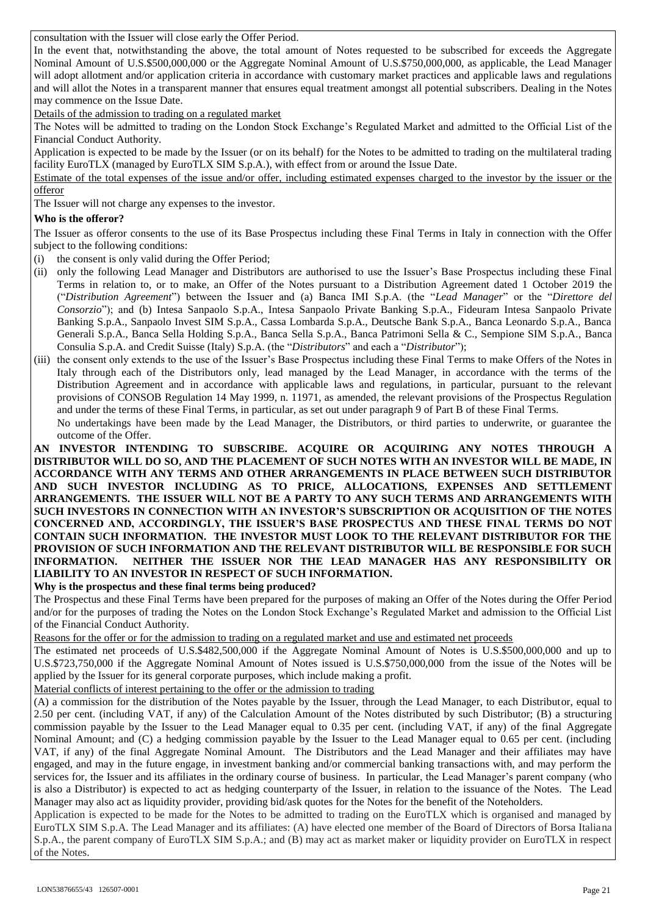consultation with the Issuer will close early the Offer Period.

In the event that, notwithstanding the above, the total amount of Notes requested to be subscribed for exceeds the Aggregate Nominal Amount of U.S.$500,000,000 or the Aggregate Nominal Amount of U.S.$750,000,000, as applicable, the Lead Manager will adopt allotment and/or application criteria in accordance with customary market practices and applicable laws and regulations and will allot the Notes in a transparent manner that ensures equal treatment amongst all potential subscribers. Dealing in the Notes may commence on the Issue Date.

Details of the admission to trading on a regulated market

The Notes will be admitted to trading on the London Stock Exchange's Regulated Market and admitted to the Official List of the Financial Conduct Authority.

Application is expected to be made by the Issuer (or on its behalf) for the Notes to be admitted to trading on the multilateral trading facility EuroTLX (managed by EuroTLX SIM S.p.A.), with effect from or around the Issue Date.

Estimate of the total expenses of the issue and/or offer, including estimated expenses charged to the investor by the issuer or the offeror

The Issuer will not charge any expenses to the investor.

**Who is the offeror?**

The Issuer as offeror consents to the use of its Base Prospectus including these Final Terms in Italy in connection with the Offer subject to the following conditions:

(i) the consent is only valid during the Offer Period;

(ii) only the following Lead Manager and Distributors are authorised to use the Issuer's Base Prospectus including these Final Terms in relation to, or to make, an Offer of the Notes pursuant to a Distribution Agreement dated 1 October 2019 the ("*Distribution Agreement*") between the Issuer and (a) Banca IMI S.p.A. (the "*Lead Manager*" or the "*Direttore del Consorzio*"); and (b) Intesa Sanpaolo S.p.A., Intesa Sanpaolo Private Banking S.p.A., Fideuram Intesa Sanpaolo Private Banking S.p.A., Sanpaolo Invest SIM S.p.A., Cassa Lombarda S.p.A., Deutsche Bank S.p.A., Banca Leonardo S.p.A., Banca Generali S.p.A., Banca Sella Holding S.p.A., Banca Sella S.p.A., Banca Patrimoni Sella & C., Sempione SIM S.p.A., Banca Consulia S.p.A. and Credit Suisse (Italy) S.p.A. (the "*Distributors*" and each a "*Distributor*");

(iii) the consent only extends to the use of the Issuer's Base Prospectus including these Final Terms to make Offers of the Notes in Italy through each of the Distributors only, lead managed by the Lead Manager, in accordance with the terms of the Distribution Agreement and in accordance with applicable laws and regulations, in particular, pursuant to the relevant provisions of CONSOB Regulation 14 May 1999, n. 11971, as amended, the relevant provisions of the Prospectus Regulation and under the terms of these Final Terms, in particular, as set out under paragraph 9 of Part B of these Final Terms.

No undertakings have been made by the Lead Manager, the Distributors, or third parties to underwrite, or guarantee the outcome of the Offer.

**AN INVESTOR INTENDING TO SUBSCRIBE. ACQUIRE OR ACQUIRING ANY NOTES THROUGH A DISTRIBUTOR WILL DO SO, AND THE PLACEMENT OF SUCH NOTES WITH AN INVESTOR WILL BE MADE, IN ACCORDANCE WITH ANY TERMS AND OTHER ARRANGEMENTS IN PLACE BETWEEN SUCH DISTRIBUTOR AND SUCH INVESTOR INCLUDING AS TO PRICE, ALLOCATIONS, EXPENSES AND SETTLEMENT ARRANGEMENTS. THE ISSUER WILL NOT BE A PARTY TO ANY SUCH TERMS AND ARRANGEMENTS WITH SUCH INVESTORS IN CONNECTION WITH AN INVESTOR'S SUBSCRIPTION OR ACQUISITION OF THE NOTES CONCERNED AND, ACCORDINGLY, THE ISSUER'S BASE PROSPECTUS AND THESE FINAL TERMS DO NOT CONTAIN SUCH INFORMATION. THE INVESTOR MUST LOOK TO THE RELEVANT DISTRIBUTOR FOR THE PROVISION OF SUCH INFORMATION AND THE RELEVANT DISTRIBUTOR WILL BE RESPONSIBLE FOR SUCH INFORMATION. NEITHER THE ISSUER NOR THE LEAD MANAGER HAS ANY RESPONSIBILITY OR LIABILITY TO AN INVESTOR IN RESPECT OF SUCH INFORMATION.**

**Why is the prospectus and these final terms being produced?**

The Prospectus and these Final Terms have been prepared for the purposes of making an Offer of the Notes during the Offer Period and/or for the purposes of trading the Notes on the London Stock Exchange's Regulated Market and admission to the Official List of the Financial Conduct Authority.

Reasons for the offer or for the admission to trading on a regulated market and use and estimated net proceeds

The estimated net proceeds of U.S.$482,500,000 if the Aggregate Nominal Amount of Notes is U.S.$500,000,000 and up to U.S.$723,750,000 if the Aggregate Nominal Amount of Notes issued is U.S.$750,000,000 from the issue of the Notes will be applied by the Issuer for its general corporate purposes, which include making a profit.

Material conflicts of interest pertaining to the offer or the admission to trading

(A) a commission for the distribution of the Notes payable by the Issuer, through the Lead Manager, to each Distributor, equal to 2.50 per cent. (including VAT, if any) of the Calculation Amount of the Notes distributed by such Distributor; (B) a structuring commission payable by the Issuer to the Lead Manager equal to 0.35 per cent. (including VAT, if any) of the final Aggregate Nominal Amount; and (C) a hedging commission payable by the Issuer to the Lead Manager equal to 0.65 per cent. (including VAT, if any) of the final Aggregate Nominal Amount. The Distributors and the Lead Manager and their affiliates may have engaged, and may in the future engage, in investment banking and/or commercial banking transactions with, and may perform the services for, the Issuer and its affiliates in the ordinary course of business. In particular, the Lead Manager's parent company (who is also a Distributor) is expected to act as hedging counterparty of the Issuer, in relation to the issuance of the Notes. The Lead Manager may also act as liquidity provider, providing bid/ask quotes for the Notes for the benefit of the Noteholders.

Application is expected to be made for the Notes to be admitted to trading on the EuroTLX which is organised and managed by EuroTLX SIM S.p.A. The Lead Manager and its affiliates: (A) have elected one member of the Board of Directors of Borsa Italiana S.p.A., the parent company of EuroTLX SIM S.p.A.; and (B) may act as market maker or liquidity provider on EuroTLX in respect of the Notes.